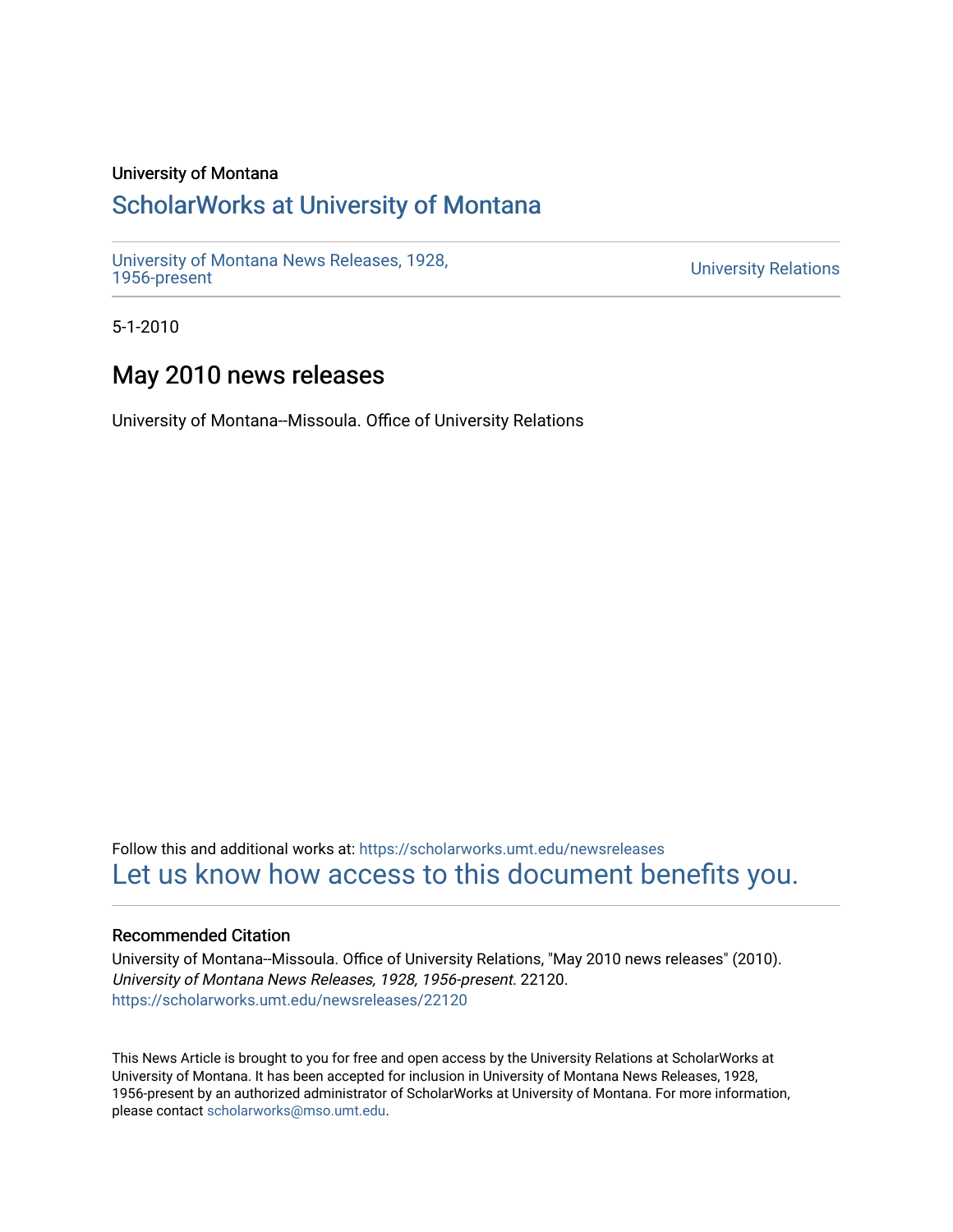University of Montana

# ScholarWorks at University of Montana

University of Montana News Releases, 1928, 1956-present

University Relations

5-1-2010

## May 2010 news releases

University of Montana--Missoula. Office of University Relations

Follow this and additional works at: https://scholarworks.umt.edu/newsreleases

Let us know how access to this document benefits you.

### Recommended Citation

University of Montana--Missoula. Office of University Relations, "May 2010 news releases" (2010). *University of Montana News Releases, 1928, 1956-present*. 22120.
https://scholarworks.umt.edu/newsreleases/22120

This News Article is brought to you for free and open access by the University Relations at ScholarWorks at University of Montana. It has been accepted for inclusion in University of Montana News Releases, 1928, 1956-present by an authorized administrator of ScholarWorks at University of Montana. For more information, please contact scholarworks@mso.umt.edu.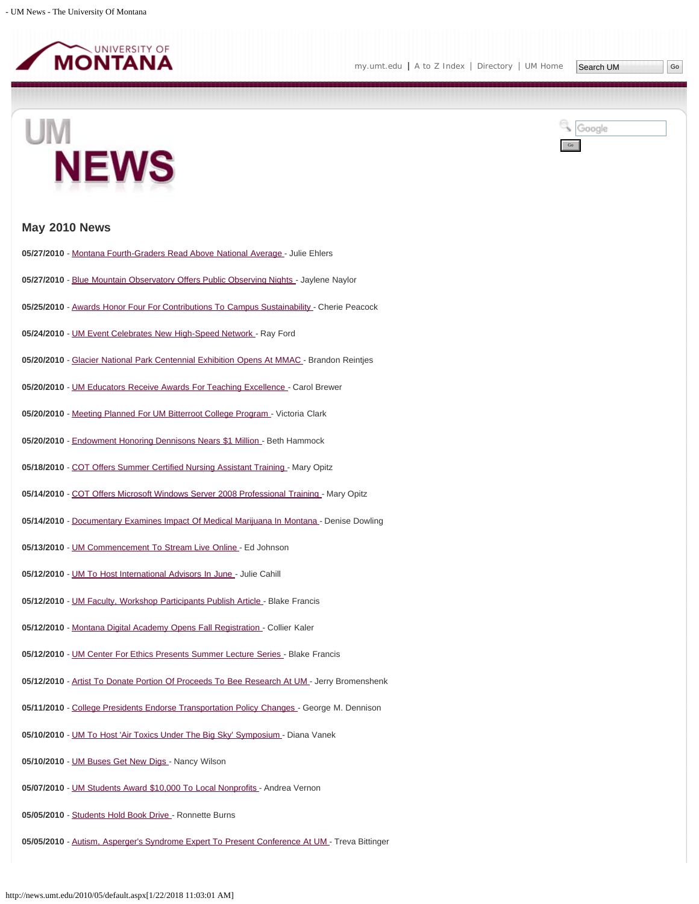## May 2010 News

**05/27/2010** - Montana Fourth-Graders Read Above National Average - Julie Ehlers

**05/27/2010** - Blue Mountain Observatory Offers Public Observing Nights - Jaylene Naylor

**05/25/2010** - Awards Honor Four For Contributions To Campus Sustainability - Cherie Peacock

**05/24/2010** - UM Event Celebrates New High-Speed Network - Ray Ford

**05/20/2010** - Glacier National Park Centennial Exhibition Opens At MMAC - Brandon Reintjes

**05/20/2010** - UM Educators Receive Awards For Teaching Excellence - Carol Brewer

**05/20/2010** - Meeting Planned For UM Bitterroot College Program - Victoria Clark

**05/20/2010** - Endowment Honoring Dennisons Nears $1 Million - Beth Hammock

**05/18/2010** - COT Offers Summer Certified Nursing Assistant Training - Mary Opitz

**05/14/2010** - COT Offers Microsoft Windows Server 2008 Professional Training - Mary Opitz

**05/14/2010** - Documentary Examines Impact Of Medical Marijuana In Montana - Denise Dowling

**05/13/2010** - UM Commencement To Stream Live Online - Ed Johnson

**05/12/2010** - UM To Host International Advisors In June - Julie Cahill

**05/12/2010** - UM Faculty, Workshop Participants Publish Article - Blake Francis

**05/12/2010** - Montana Digital Academy Opens Fall Registration - Collier Kaler

**05/12/2010** - UM Center For Ethics Presents Summer Lecture Series - Blake Francis

**05/12/2010** - Artist To Donate Portion Of Proceeds To Bee Research At UM - Jerry Bromenshenk

**05/11/2010** - College Presidents Endorse Transportation Policy Changes - George M. Dennison

**05/10/2010** - UM To Host 'Air Toxics Under The Big Sky' Symposium - Diana Vanek

**05/10/2010** - UM Buses Get New Digs - Nancy Wilson

**05/07/2010** - UM Students Award $10,000 To Local Nonprofits - Andrea Vernon

**05/05/2010** - Students Hold Book Drive - Ronnette Burns

**05/05/2010** - Autism, Asperger's Syndrome Expert To Present Conference At UM - Treva Bittinger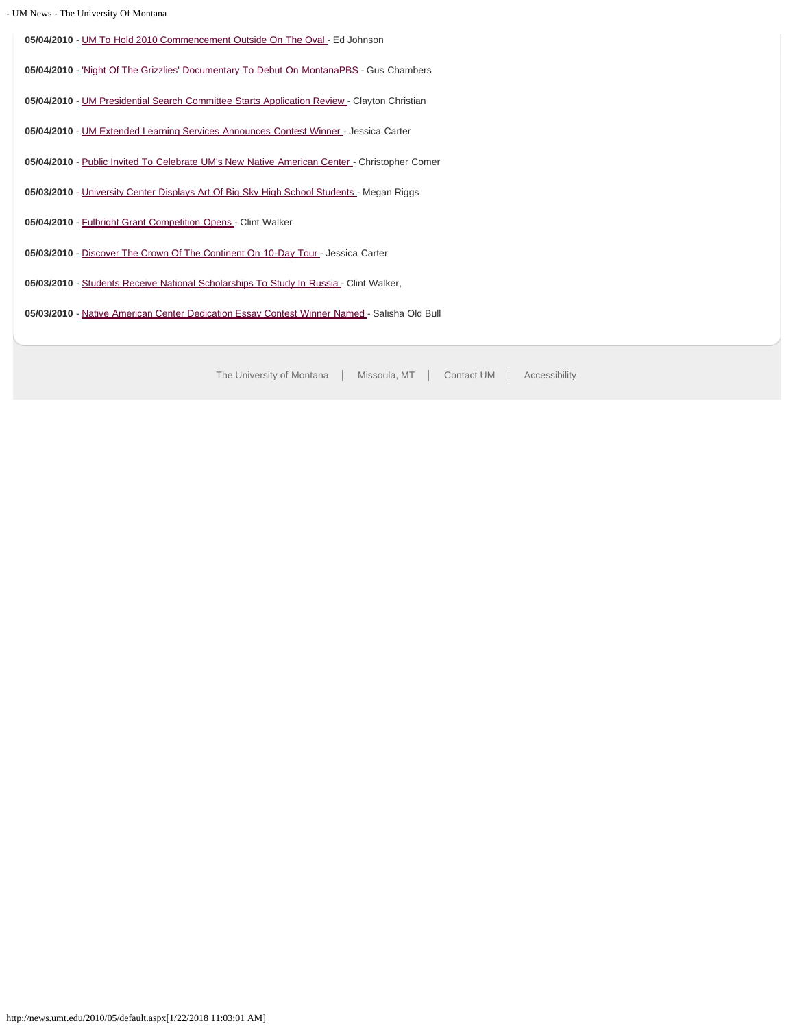**05/04/2010** - UM To Hold 2010 Commencement Outside On The Oval - Ed Johnson

**05/04/2010** - 'Night Of The Grizzlies' Documentary To Debut On MontanaPBS - Gus Chambers

**05/04/2010** - UM Presidential Search Committee Starts Application Review - Clayton Christian

**05/04/2010** - UM Extended Learning Services Announces Contest Winner - Jessica Carter

**05/04/2010** - Public Invited To Celebrate UM's New Native American Center - Christopher Comer

**05/03/2010** - University Center Displays Art Of Big Sky High School Students - Megan Riggs

**05/04/2010** - Fulbright Grant Competition Opens - Clint Walker

**05/03/2010** - Discover The Crown Of The Continent On 10-Day Tour - Jessica Carter

**05/03/2010** - Students Receive National Scholarships To Study In Russia - Clint Walker,

**05/03/2010** - Native American Center Dedication Essay Contest Winner Named - Salisha Old Bull

The University of Montana | Missoula, MT | Contact UM | Accessibility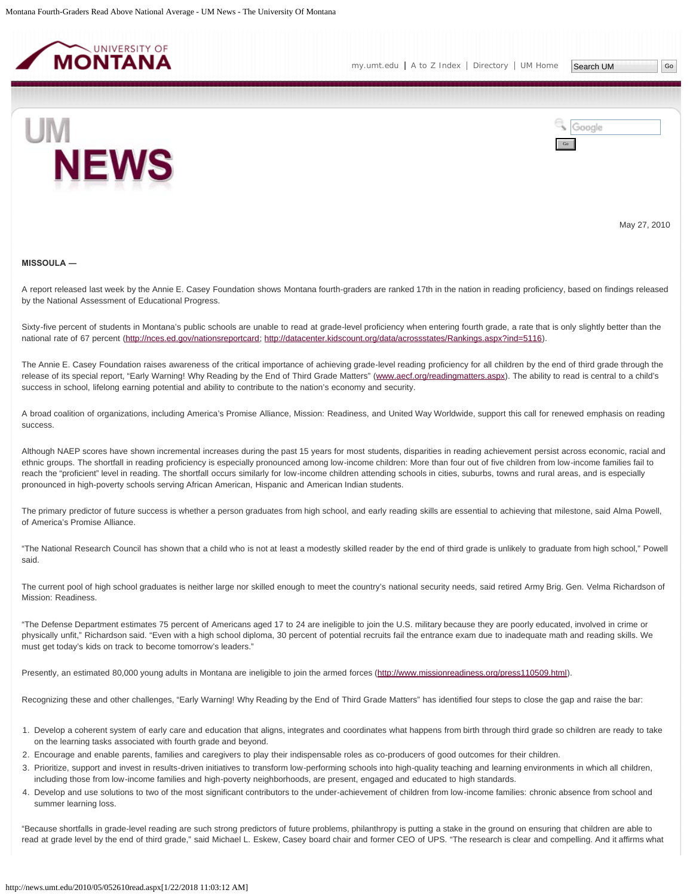May 27, 2010

**MISSOULA —**

A report released last week by the Annie E. Casey Foundation shows Montana fourth-graders are ranked 17th in the nation in reading proficiency, based on findings released by the National Assessment of Educational Progress.

Sixty-five percent of students in Montana's public schools are unable to read at grade-level proficiency when entering fourth grade, a rate that is only slightly better than the national rate of 67 percent (http://nces.ed.gov/nationsreportcard; http://datacenter.kidscount.org/data/acrossstates/Rankings.aspx?ind=5116).

The Annie E. Casey Foundation raises awareness of the critical importance of achieving grade-level reading proficiency for all children by the end of third grade through the release of its special report, "Early Warning! Why Reading by the End of Third Grade Matters" (www.aecf.org/readingmatters.aspx). The ability to read is central to a child's success in school, lifelong earning potential and ability to contribute to the nation's economy and security.

A broad coalition of organizations, including America's Promise Alliance, Mission: Readiness, and United Way Worldwide, support this call for renewed emphasis on reading success.

Although NAEP scores have shown incremental increases during the past 15 years for most students, disparities in reading achievement persist across economic, racial and ethnic groups. The shortfall in reading proficiency is especially pronounced among low-income children: More than four out of five children from low-income families fail to reach the "proficient" level in reading. The shortfall occurs similarly for low-income children attending schools in cities, suburbs, towns and rural areas, and is especially pronounced in high-poverty schools serving African American, Hispanic and American Indian students.

The primary predictor of future success is whether a person graduates from high school, and early reading skills are essential to achieving that milestone, said Alma Powell, of America's Promise Alliance.

"The National Research Council has shown that a child who is not at least a modestly skilled reader by the end of third grade is unlikely to graduate from high school," Powell said.

The current pool of high school graduates is neither large nor skilled enough to meet the country's national security needs, said retired Army Brig. Gen. Velma Richardson of Mission: Readiness.

"The Defense Department estimates 75 percent of Americans aged 17 to 24 are ineligible to join the U.S. military because they are poorly educated, involved in crime or physically unfit," Richardson said. "Even with a high school diploma, 30 percent of potential recruits fail the entrance exam due to inadequate math and reading skills. We must get today's kids on track to become tomorrow's leaders."

Presently, an estimated 80,000 young adults in Montana are ineligible to join the armed forces (http://www.missionreadiness.org/press110509.html).

Recognizing these and other challenges, "Early Warning! Why Reading by the End of Third Grade Matters" has identified four steps to close the gap and raise the bar:

1. Develop a coherent system of early care and education that aligns, integrates and coordinates what happens from birth through third grade so children are ready to take on the learning tasks associated with fourth grade and beyond.
2. Encourage and enable parents, families and caregivers to play their indispensable roles as co-producers of good outcomes for their children.
3. Prioritize, support and invest in results-driven initiatives to transform low-performing schools into high-quality teaching and learning environments in which all children, including those from low-income families and high-poverty neighborhoods, are present, engaged and educated to high standards.
4. Develop and use solutions to two of the most significant contributors to the under-achievement of children from low-income families: chronic absence from school and summer learning loss.

"Because shortfalls in grade-level reading are such strong predictors of future problems, philanthropy is putting a stake in the ground on ensuring that children are able to read at grade level by the end of third grade," said Michael L. Eskew, Casey board chair and former CEO of UPS. "The research is clear and compelling. And it affirms what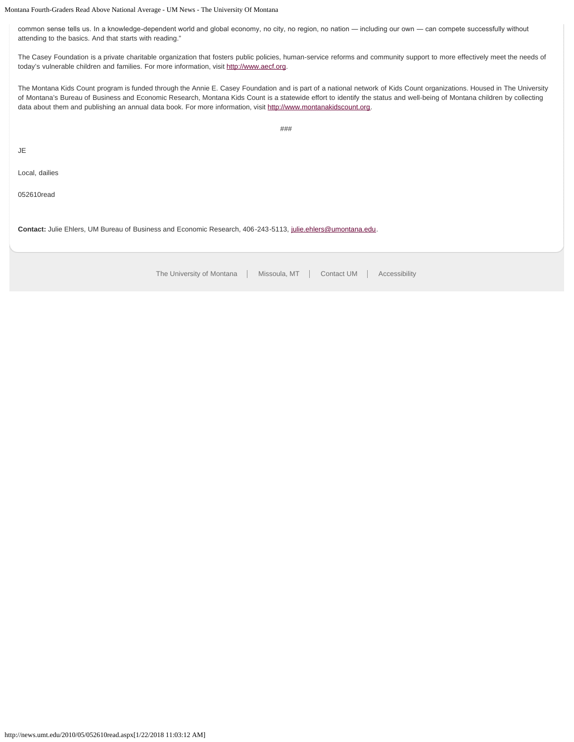common sense tells us. In a knowledge-dependent world and global economy, no city, no region, no nation — including our own — can compete successfully without attending to the basics. And that starts with reading."

The Casey Foundation is a private charitable organization that fosters public policies, human-service reforms and community support to more effectively meet the needs of today's vulnerable children and families. For more information, visit http://www.aecf.org.

The Montana Kids Count program is funded through the Annie E. Casey Foundation and is part of a national network of Kids Count organizations. Housed in The University of Montana's Bureau of Business and Economic Research, Montana Kids Count is a statewide effort to identify the status and well-being of Montana children by collecting data about them and publishing an annual data book. For more information, visit http://www.montanakidscount.org.

###

JE

Local, dailies

052610read

**Contact:** Julie Ehlers, UM Bureau of Business and Economic Research, 406-243-5113, julie.ehlers@umontana.edu.

The University of Montana | Missoula, MT | Contact UM | Accessibility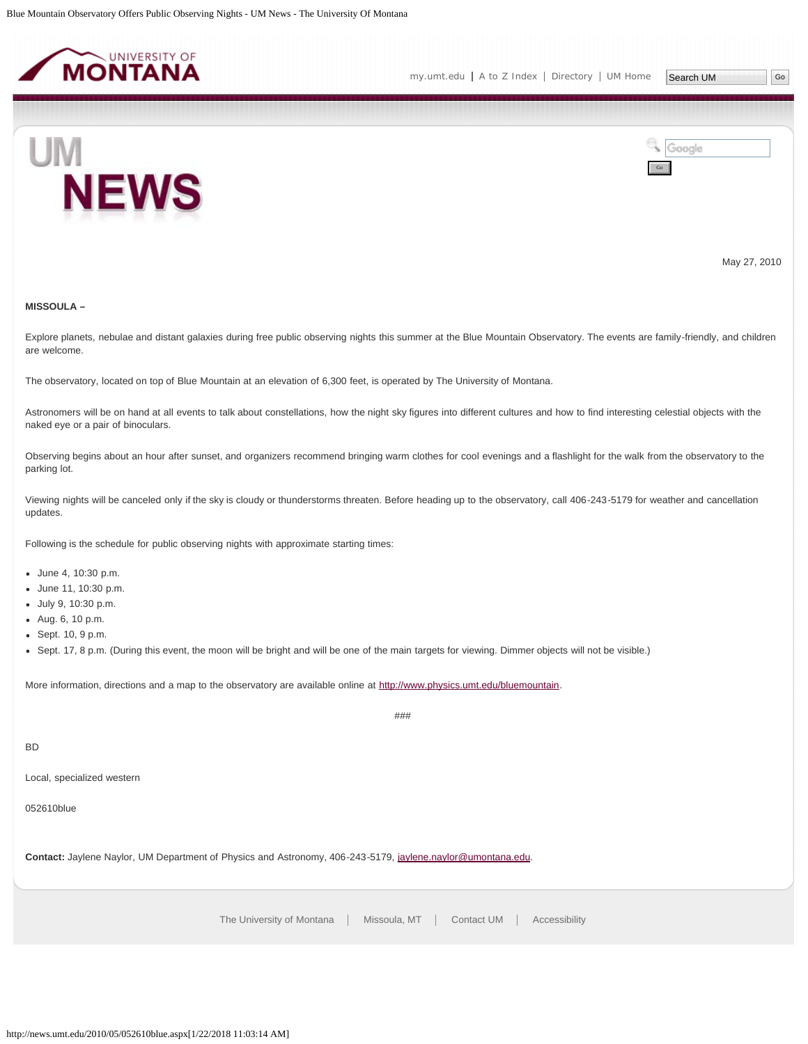May 27, 2010

**MISSOULA –**

Explore planets, nebulae and distant galaxies during free public observing nights this summer at the Blue Mountain Observatory. The events are family-friendly, and children are welcome.

The observatory, located on top of Blue Mountain at an elevation of 6,300 feet, is operated by The University of Montana.

Astronomers will be on hand at all events to talk about constellations, how the night sky figures into different cultures and how to find interesting celestial objects with the naked eye or a pair of binoculars.

Observing begins about an hour after sunset, and organizers recommend bringing warm clothes for cool evenings and a flashlight for the walk from the observatory to the parking lot.

Viewing nights will be canceled only if the sky is cloudy or thunderstorms threaten. Before heading up to the observatory, call 406-243-5179 for weather and cancellation updates.

Following is the schedule for public observing nights with approximate starting times:

- June 4, 10:30 p.m.
- June 11, 10:30 p.m.
- July 9, 10:30 p.m.
- Aug. 6, 10 p.m.
- Sept. 10, 9 p.m.
- Sept. 17, 8 p.m. (During this event, the moon will be bright and will be one of the main targets for viewing. Dimmer objects will not be visible.)

More information, directions and a map to the observatory are available online at http://www.physics.umt.edu/bluemountain.

###

BD

Local, specialized western

052610blue

**Contact:** Jaylene Naylor, UM Department of Physics and Astronomy, 406-243-5179, jaylene.naylor@umontana.edu.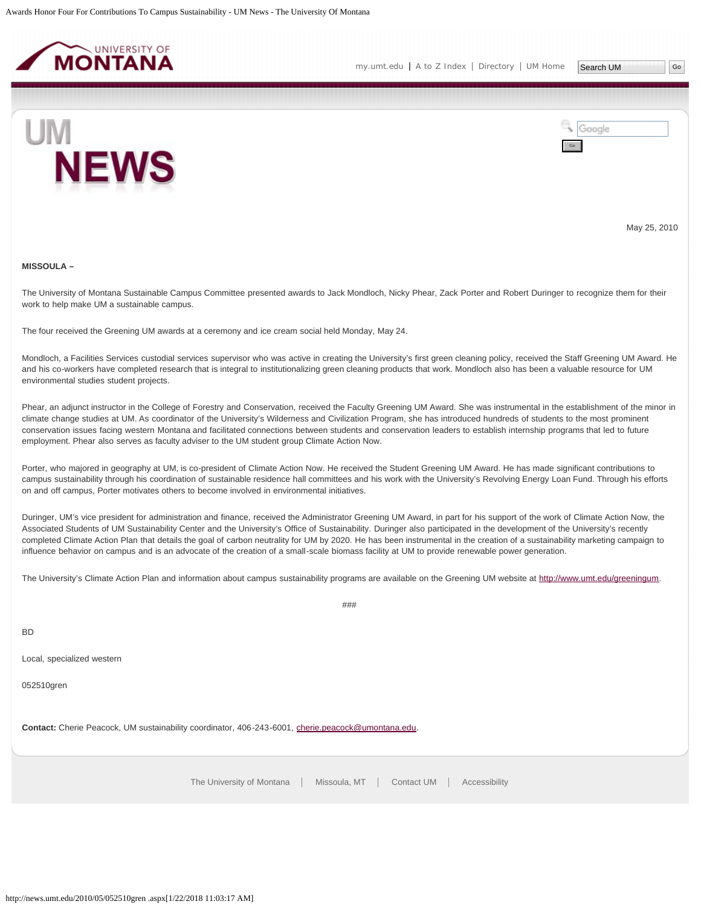May 25, 2010

**MISSOULA –**

The University of Montana Sustainable Campus Committee presented awards to Jack Mondloch, Nicky Phear, Zack Porter and Robert Duringer to recognize them for their work to help make UM a sustainable campus.

The four received the Greening UM awards at a ceremony and ice cream social held Monday, May 24.

Mondloch, a Facilities Services custodial services supervisor who was active in creating the University's first green cleaning policy, received the Staff Greening UM Award. He and his co-workers have completed research that is integral to institutionalizing green cleaning products that work. Mondloch also has been a valuable resource for UM environmental studies student projects.

Phear, an adjunct instructor in the College of Forestry and Conservation, received the Faculty Greening UM Award. She was instrumental in the establishment of the minor in climate change studies at UM. As coordinator of the University's Wilderness and Civilization Program, she has introduced hundreds of students to the most prominent conservation issues facing western Montana and facilitated connections between students and conservation leaders to establish internship programs that led to future employment. Phear also serves as faculty adviser to the UM student group Climate Action Now.

Porter, who majored in geography at UM, is co-president of Climate Action Now. He received the Student Greening UM Award. He has made significant contributions to campus sustainability through his coordination of sustainable residence hall committees and his work with the University's Revolving Energy Loan Fund. Through his efforts on and off campus, Porter motivates others to become involved in environmental initiatives.

Duringer, UM's vice president for administration and finance, received the Administrator Greening UM Award, in part for his support of the work of Climate Action Now, the Associated Students of UM Sustainability Center and the University's Office of Sustainability. Duringer also participated in the development of the University's recently completed Climate Action Plan that details the goal of carbon neutrality for UM by 2020. He has been instrumental in the creation of a sustainability marketing campaign to influence behavior on campus and is an advocate of the creation of a small-scale biomass facility at UM to provide renewable power generation.

The University's Climate Action Plan and information about campus sustainability programs are available on the Greening UM website at http://www.umt.edu/greeningum.

###

BD

Local, specialized western

052510gren

**Contact:** Cherie Peacock, UM sustainability coordinator, 406-243-6001, cherie.peacock@umontana.edu.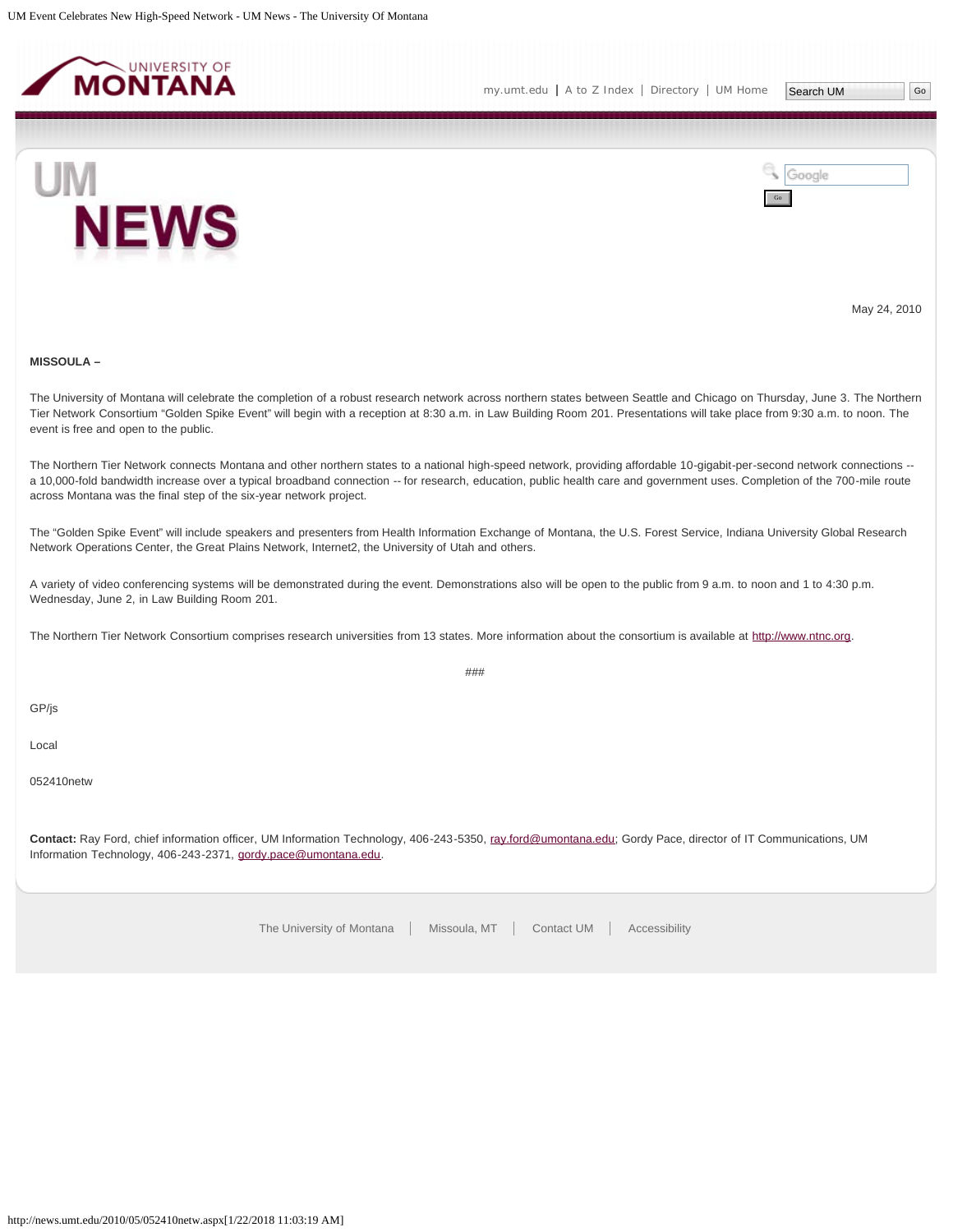May 24, 2010

**MISSOULA –**

The University of Montana will celebrate the completion of a robust research network across northern states between Seattle and Chicago on Thursday, June 3. The Northern Tier Network Consortium "Golden Spike Event" will begin with a reception at 8:30 a.m. in Law Building Room 201. Presentations will take place from 9:30 a.m. to noon. The event is free and open to the public.

The Northern Tier Network connects Montana and other northern states to a national high-speed network, providing affordable 10-gigabit-per-second network connections -- a 10,000-fold bandwidth increase over a typical broadband connection -- for research, education, public health care and government uses. Completion of the 700-mile route across Montana was the final step of the six-year network project.

The "Golden Spike Event" will include speakers and presenters from Health Information Exchange of Montana, the U.S. Forest Service, Indiana University Global Research Network Operations Center, the Great Plains Network, Internet2, the University of Utah and others.

A variety of video conferencing systems will be demonstrated during the event. Demonstrations also will be open to the public from 9 a.m. to noon and 1 to 4:30 p.m. Wednesday, June 2, in Law Building Room 201.

The Northern Tier Network Consortium comprises research universities from 13 states. More information about the consortium is available at http://www.ntnc.org.

###

GP/js

Local

052410netw

**Contact:** Ray Ford, chief information officer, UM Information Technology, 406-243-5350, ray.ford@umontana.edu; Gordy Pace, director of IT Communications, UM Information Technology, 406-243-2371, gordy.pace@umontana.edu.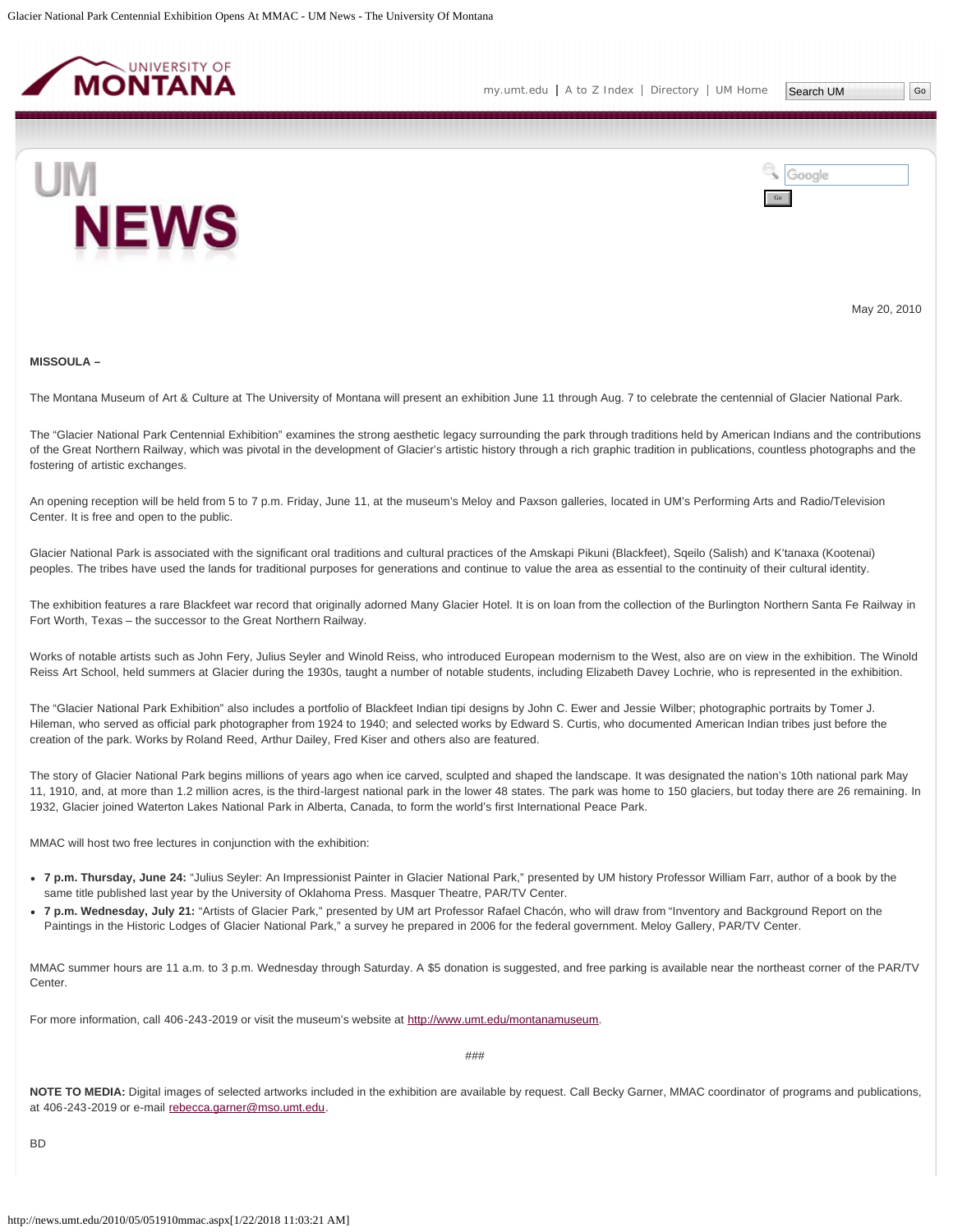May 20, 2010

**MISSOULA –**

The Montana Museum of Art & Culture at The University of Montana will present an exhibition June 11 through Aug. 7 to celebrate the centennial of Glacier National Park.

The "Glacier National Park Centennial Exhibition" examines the strong aesthetic legacy surrounding the park through traditions held by American Indians and the contributions of the Great Northern Railway, which was pivotal in the development of Glacier's artistic history through a rich graphic tradition in publications, countless photographs and the fostering of artistic exchanges.

An opening reception will be held from 5 to 7 p.m. Friday, June 11, at the museum's Meloy and Paxson galleries, located in UM's Performing Arts and Radio/Television Center. It is free and open to the public.

Glacier National Park is associated with the significant oral traditions and cultural practices of the Amskapi Pikuni (Blackfeet), Sqeilo (Salish) and K'tanaxa (Kootenai) peoples. The tribes have used the lands for traditional purposes for generations and continue to value the area as essential to the continuity of their cultural identity.

The exhibition features a rare Blackfeet war record that originally adorned Many Glacier Hotel. It is on loan from the collection of the Burlington Northern Santa Fe Railway in Fort Worth, Texas – the successor to the Great Northern Railway.

Works of notable artists such as John Fery, Julius Seyler and Winold Reiss, who introduced European modernism to the West, also are on view in the exhibition. The Winold Reiss Art School, held summers at Glacier during the 1930s, taught a number of notable students, including Elizabeth Davey Lochrie, who is represented in the exhibition.

The "Glacier National Park Exhibition" also includes a portfolio of Blackfeet Indian tipi designs by John C. Ewer and Jessie Wilber; photographic portraits by Tomer J. Hileman, who served as official park photographer from 1924 to 1940; and selected works by Edward S. Curtis, who documented American Indian tribes just before the creation of the park. Works by Roland Reed, Arthur Dailey, Fred Kiser and others also are featured.

The story of Glacier National Park begins millions of years ago when ice carved, sculpted and shaped the landscape. It was designated the nation's 10th national park May 11, 1910, and, at more than 1.2 million acres, is the third-largest national park in the lower 48 states. The park was home to 150 glaciers, but today there are 26 remaining. In 1932, Glacier joined Waterton Lakes National Park in Alberta, Canada, to form the world's first International Peace Park.

MMAC will host two free lectures in conjunction with the exhibition:

- **7 p.m. Thursday, June 24:** "Julius Seyler: An Impressionist Painter in Glacier National Park," presented by UM history Professor William Farr, author of a book by the same title published last year by the University of Oklahoma Press. Masquer Theatre, PAR/TV Center.
- **7 p.m. Wednesday, July 21:** "Artists of Glacier Park," presented by UM art Professor Rafael Chacón, who will draw from "Inventory and Background Report on the Paintings in the Historic Lodges of Glacier National Park," a survey he prepared in 2006 for the federal government. Meloy Gallery, PAR/TV Center.

MMAC summer hours are 11 a.m. to 3 p.m. Wednesday through Saturday. A $5 donation is suggested, and free parking is available near the northeast corner of the PAR/TV Center.

For more information, call 406-243-2019 or visit the museum's website at http://www.umt.edu/montanamuseum.

###

**NOTE TO MEDIA:** Digital images of selected artworks included in the exhibition are available by request. Call Becky Garner, MMAC coordinator of programs and publications, at 406-243-2019 or e-mail rebecca.garner@mso.umt.edu.

BD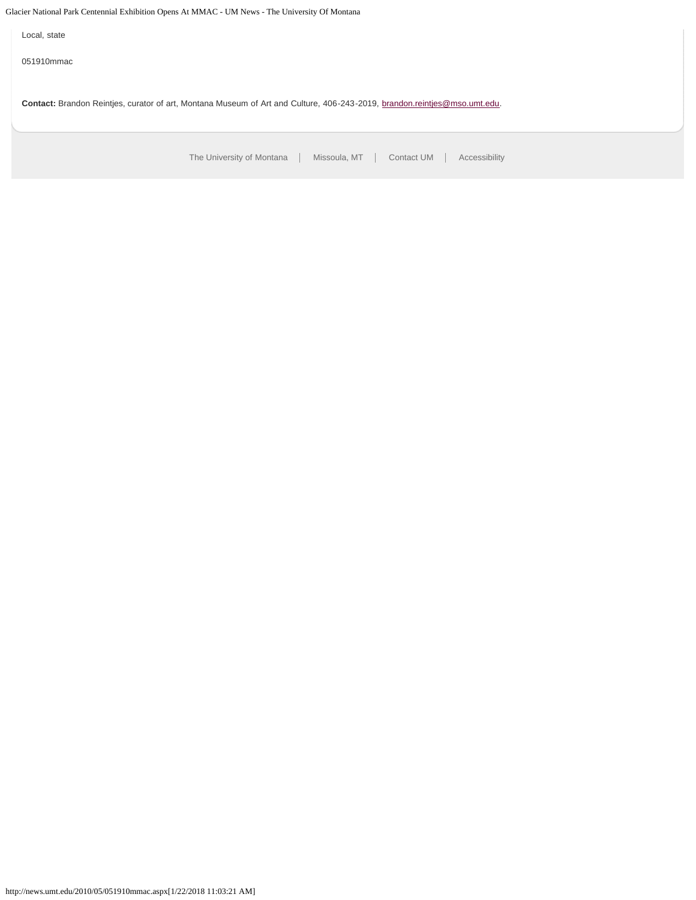Local, state

051910mmac

**Contact:** Brandon Reintjes, curator of art, Montana Museum of Art and Culture, 406-243-2019, brandon.reintjes@mso.umt.edu.

The University of Montana | Missoula, MT | Contact UM | Accessibility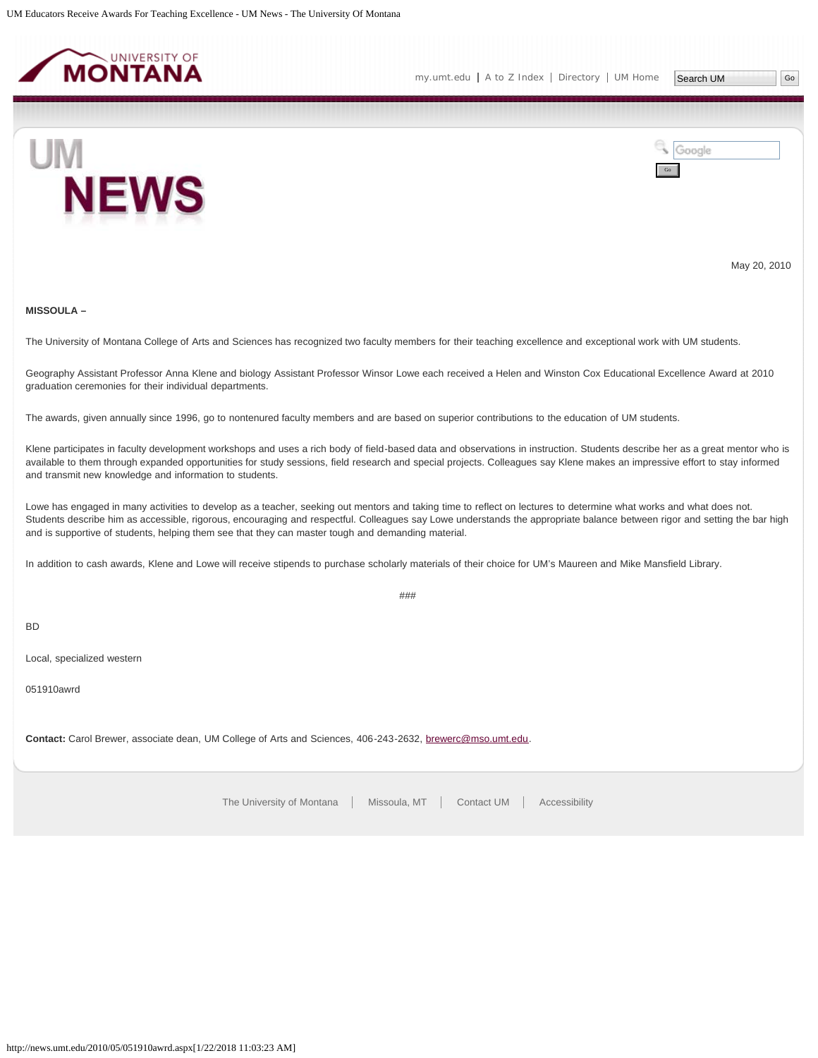May 20, 2010

**MISSOULA –**

The University of Montana College of Arts and Sciences has recognized two faculty members for their teaching excellence and exceptional work with UM students.

Geography Assistant Professor Anna Klene and biology Assistant Professor Winsor Lowe each received a Helen and Winston Cox Educational Excellence Award at 2010 graduation ceremonies for their individual departments.

The awards, given annually since 1996, go to nontenured faculty members and are based on superior contributions to the education of UM students.

Klene participates in faculty development workshops and uses a rich body of field-based data and observations in instruction. Students describe her as a great mentor who is available to them through expanded opportunities for study sessions, field research and special projects. Colleagues say Klene makes an impressive effort to stay informed and transmit new knowledge and information to students.

Lowe has engaged in many activities to develop as a teacher, seeking out mentors and taking time to reflect on lectures to determine what works and what does not. Students describe him as accessible, rigorous, encouraging and respectful. Colleagues say Lowe understands the appropriate balance between rigor and setting the bar high and is supportive of students, helping them see that they can master tough and demanding material.

In addition to cash awards, Klene and Lowe will receive stipends to purchase scholarly materials of their choice for UM's Maureen and Mike Mansfield Library.

###

BD

Local, specialized western

051910awrd

**Contact:** Carol Brewer, associate dean, UM College of Arts and Sciences, 406-243-2632, brewerc@mso.umt.edu.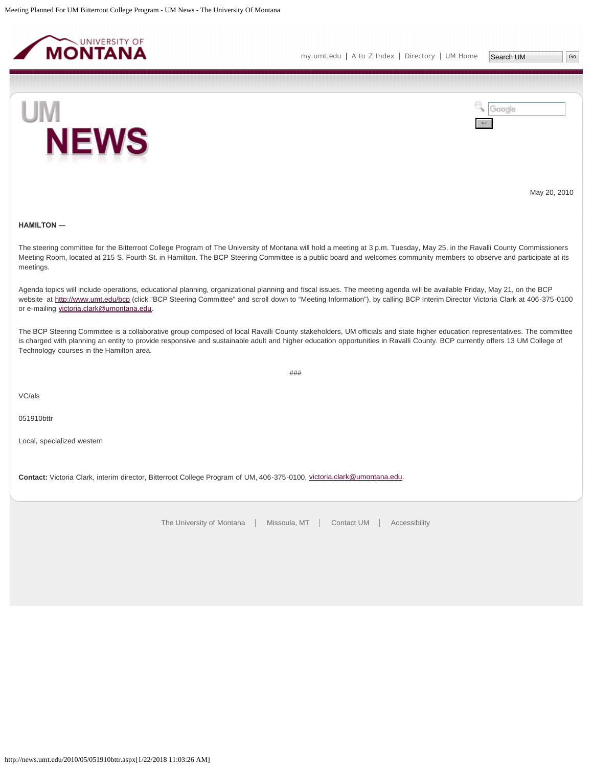May 20, 2010

**HAMILTON —**

The steering committee for the Bitterroot College Program of The University of Montana will hold a meeting at 3 p.m. Tuesday, May 25, in the Ravalli County Commissioners Meeting Room, located at 215 S. Fourth St. in Hamilton. The BCP Steering Committee is a public board and welcomes community members to observe and participate at its meetings.

Agenda topics will include operations, educational planning, organizational planning and fiscal issues. The meeting agenda will be available Friday, May 21, on the BCP website at http://www.umt.edu/bcp (click "BCP Steering Committee" and scroll down to "Meeting Information"), by calling BCP Interim Director Victoria Clark at 406-375-0100 or e-mailing victoria.clark@umontana.edu.

The BCP Steering Committee is a collaborative group composed of local Ravalli County stakeholders, UM officials and state higher education representatives. The committee is charged with planning an entity to provide responsive and sustainable adult and higher education opportunities in Ravalli County. BCP currently offers 13 UM College of Technology courses in the Hamilton area.

###

VC/als

051910bttr

Local, specialized western

**Contact:** Victoria Clark, interim director, Bitterroot College Program of UM, 406-375-0100, victoria.clark@umontana.edu.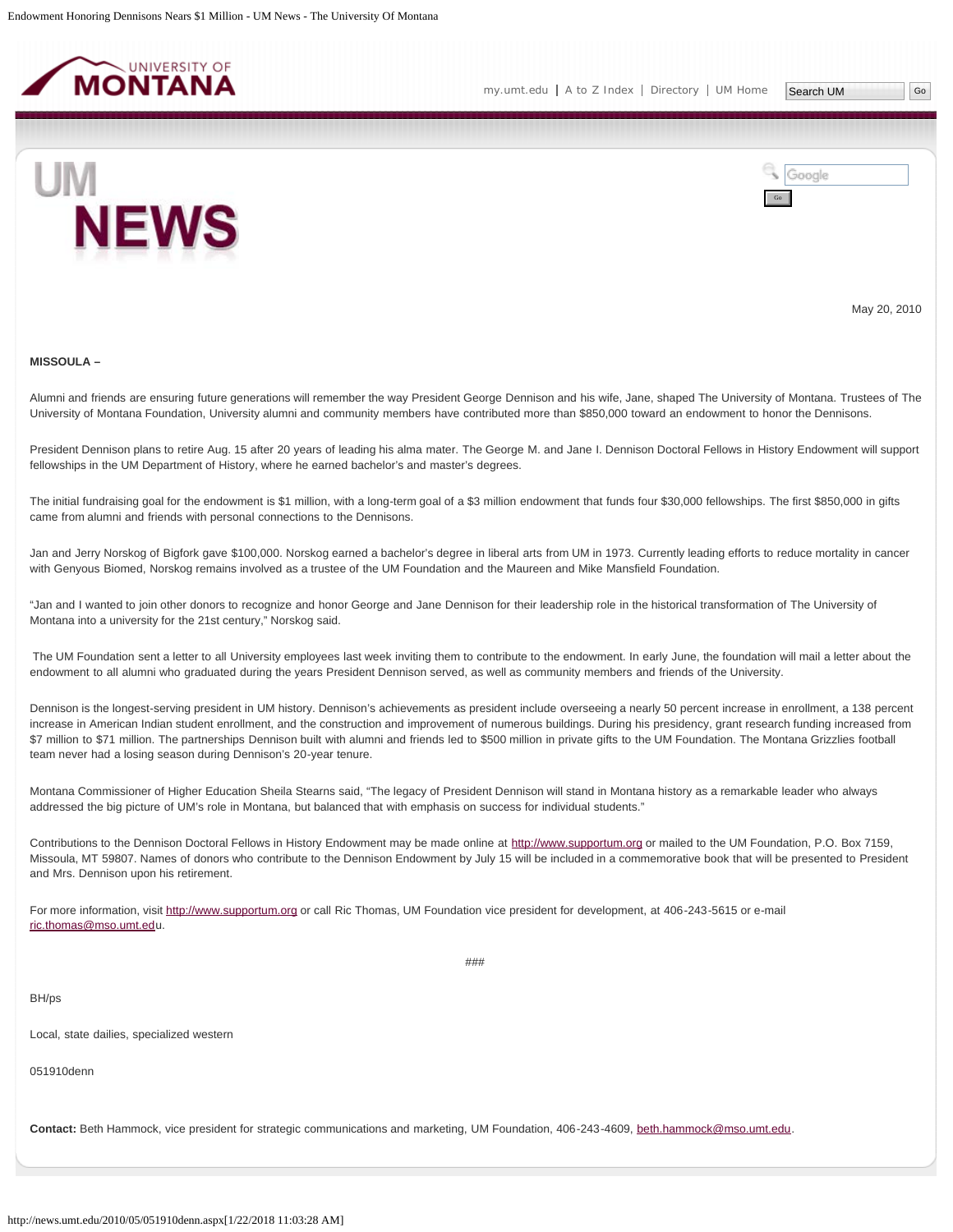May 20, 2010

**MISSOULA –**

Alumni and friends are ensuring future generations will remember the way President George Dennison and his wife, Jane, shaped The University of Montana. Trustees of The University of Montana Foundation, University alumni and community members have contributed more than $850,000 toward an endowment to honor the Dennisons.

President Dennison plans to retire Aug. 15 after 20 years of leading his alma mater. The George M. and Jane I. Dennison Doctoral Fellows in History Endowment will support fellowships in the UM Department of History, where he earned bachelor's and master's degrees.

The initial fundraising goal for the endowment is $1 million, with a long-term goal of a $3 million endowment that funds four $30,000 fellowships. The first $850,000 in gifts came from alumni and friends with personal connections to the Dennisons.

Jan and Jerry Norskog of Bigfork gave $100,000. Norskog earned a bachelor's degree in liberal arts from UM in 1973. Currently leading efforts to reduce mortality in cancer with Genyous Biomed, Norskog remains involved as a trustee of the UM Foundation and the Maureen and Mike Mansfield Foundation.

"Jan and I wanted to join other donors to recognize and honor George and Jane Dennison for their leadership role in the historical transformation of The University of Montana into a university for the 21st century," Norskog said.

The UM Foundation sent a letter to all University employees last week inviting them to contribute to the endowment. In early June, the foundation will mail a letter about the endowment to all alumni who graduated during the years President Dennison served, as well as community members and friends of the University.

Dennison is the longest-serving president in UM history. Dennison's achievements as president include overseeing a nearly 50 percent increase in enrollment, a 138 percent increase in American Indian student enrollment, and the construction and improvement of numerous buildings. During his presidency, grant research funding increased from $7 million to $71 million. The partnerships Dennison built with alumni and friends led to $500 million in private gifts to the UM Foundation. The Montana Grizzlies football team never had a losing season during Dennison's 20-year tenure.

Montana Commissioner of Higher Education Sheila Stearns said, "The legacy of President Dennison will stand in Montana history as a remarkable leader who always addressed the big picture of UM's role in Montana, but balanced that with emphasis on success for individual students."

Contributions to the Dennison Doctoral Fellows in History Endowment may be made online at http://www.supportum.org or mailed to the UM Foundation, P.O. Box 7159, Missoula, MT 59807. Names of donors who contribute to the Dennison Endowment by July 15 will be included in a commemorative book that will be presented to President and Mrs. Dennison upon his retirement.

For more information, visit http://www.supportum.org or call Ric Thomas, UM Foundation vice president for development, at 406-243-5615 or e-mail ric.thomas@mso.umt.edu.

###

BH/ps

Local, state dailies, specialized western

051910denn

**Contact:** Beth Hammock, vice president for strategic communications and marketing, UM Foundation, 406-243-4609, beth.hammock@mso.umt.edu.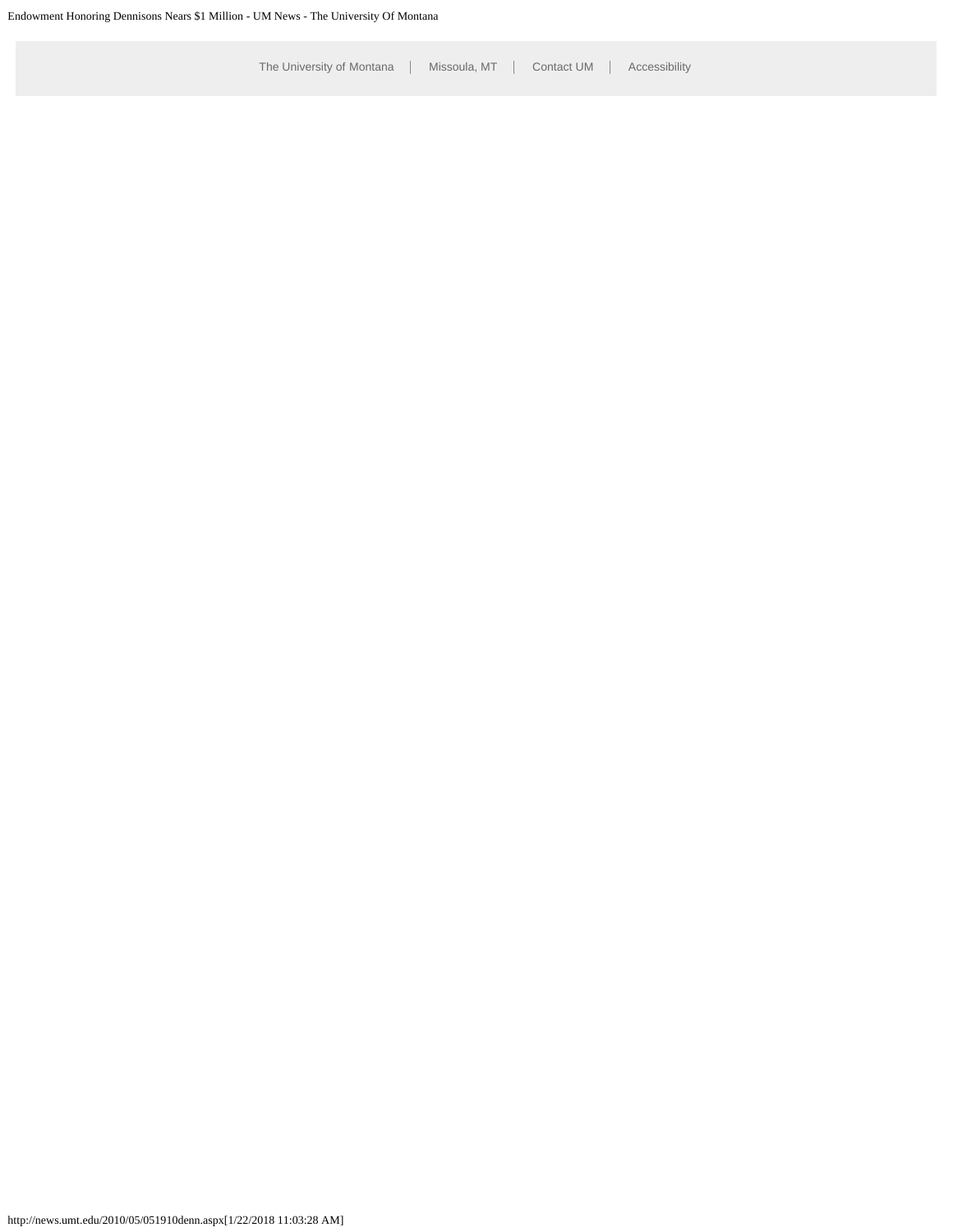The University of Montana | Missoula, MT | Contact UM | Accessibility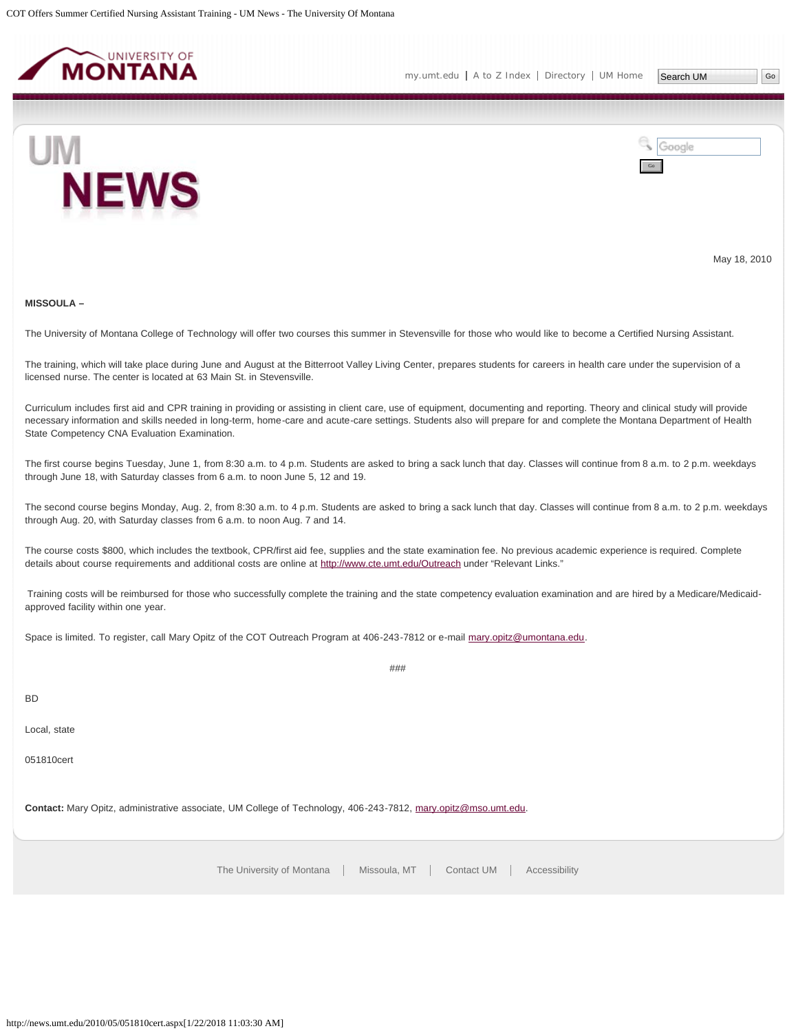May 18, 2010

**MISSOULA –**

The University of Montana College of Technology will offer two courses this summer in Stevensville for those who would like to become a Certified Nursing Assistant.

The training, which will take place during June and August at the Bitterroot Valley Living Center, prepares students for careers in health care under the supervision of a licensed nurse. The center is located at 63 Main St. in Stevensville.

Curriculum includes first aid and CPR training in providing or assisting in client care, use of equipment, documenting and reporting. Theory and clinical study will provide necessary information and skills needed in long-term, home-care and acute-care settings. Students also will prepare for and complete the Montana Department of Health State Competency CNA Evaluation Examination.

The first course begins Tuesday, June 1, from 8:30 a.m. to 4 p.m. Students are asked to bring a sack lunch that day. Classes will continue from 8 a.m. to 2 p.m. weekdays through June 18, with Saturday classes from 6 a.m. to noon June 5, 12 and 19.

The second course begins Monday, Aug. 2, from 8:30 a.m. to 4 p.m. Students are asked to bring a sack lunch that day. Classes will continue from 8 a.m. to 2 p.m. weekdays through Aug. 20, with Saturday classes from 6 a.m. to noon Aug. 7 and 14.

The course costs $800, which includes the textbook, CPR/first aid fee, supplies and the state examination fee. No previous academic experience is required. Complete details about course requirements and additional costs are online at http://www.cte.umt.edu/Outreach under "Relevant Links."

Training costs will be reimbursed for those who successfully complete the training and the state competency evaluation examination and are hired by a Medicare/Medicaid-approved facility within one year.

Space is limited. To register, call Mary Opitz of the COT Outreach Program at 406-243-7812 or e-mail mary.opitz@umontana.edu.

###

BD

Local, state

051810cert

**Contact:** Mary Opitz, administrative associate, UM College of Technology, 406-243-7812, mary.opitz@mso.umt.edu.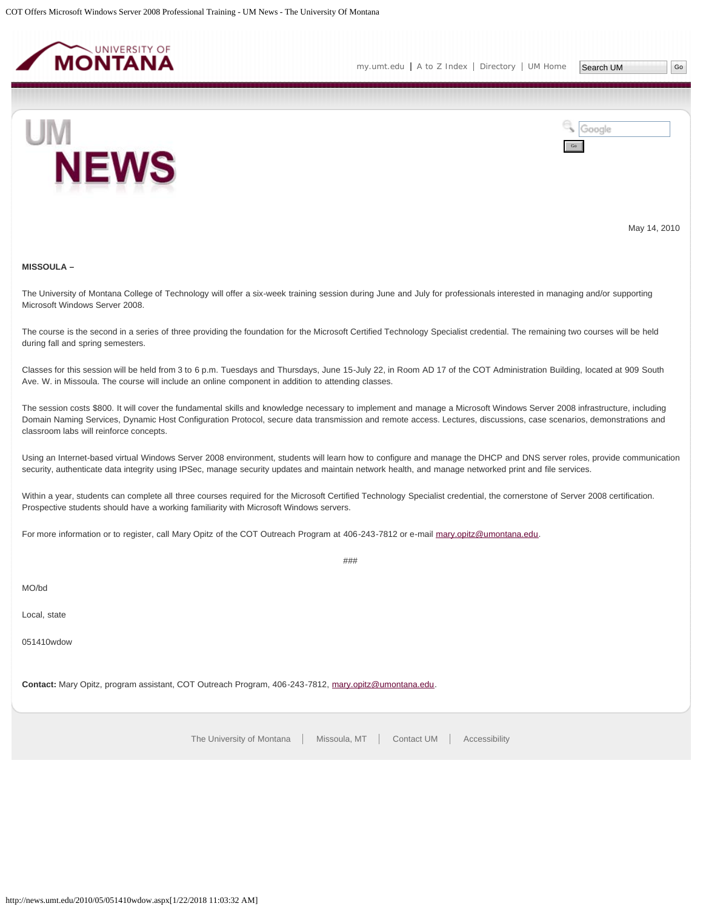May 14, 2010

**MISSOULA –**

The University of Montana College of Technology will offer a six-week training session during June and July for professionals interested in managing and/or supporting Microsoft Windows Server 2008.

The course is the second in a series of three providing the foundation for the Microsoft Certified Technology Specialist credential. The remaining two courses will be held during fall and spring semesters.

Classes for this session will be held from 3 to 6 p.m. Tuesdays and Thursdays, June 15-July 22, in Room AD 17 of the COT Administration Building, located at 909 South Ave. W. in Missoula. The course will include an online component in addition to attending classes.

The session costs $800. It will cover the fundamental skills and knowledge necessary to implement and manage a Microsoft Windows Server 2008 infrastructure, including Domain Naming Services, Dynamic Host Configuration Protocol, secure data transmission and remote access. Lectures, discussions, case scenarios, demonstrations and classroom labs will reinforce concepts.

Using an Internet-based virtual Windows Server 2008 environment, students will learn how to configure and manage the DHCP and DNS server roles, provide communication security, authenticate data integrity using IPSec, manage security updates and maintain network health, and manage networked print and file services.

Within a year, students can complete all three courses required for the Microsoft Certified Technology Specialist credential, the cornerstone of Server 2008 certification. Prospective students should have a working familiarity with Microsoft Windows servers.

For more information or to register, call Mary Opitz of the COT Outreach Program at 406-243-7812 or e-mail mary.opitz@umontana.edu.

###

MO/bd

Local, state

051410wdow

**Contact:** Mary Opitz, program assistant, COT Outreach Program, 406-243-7812, mary.opitz@umontana.edu.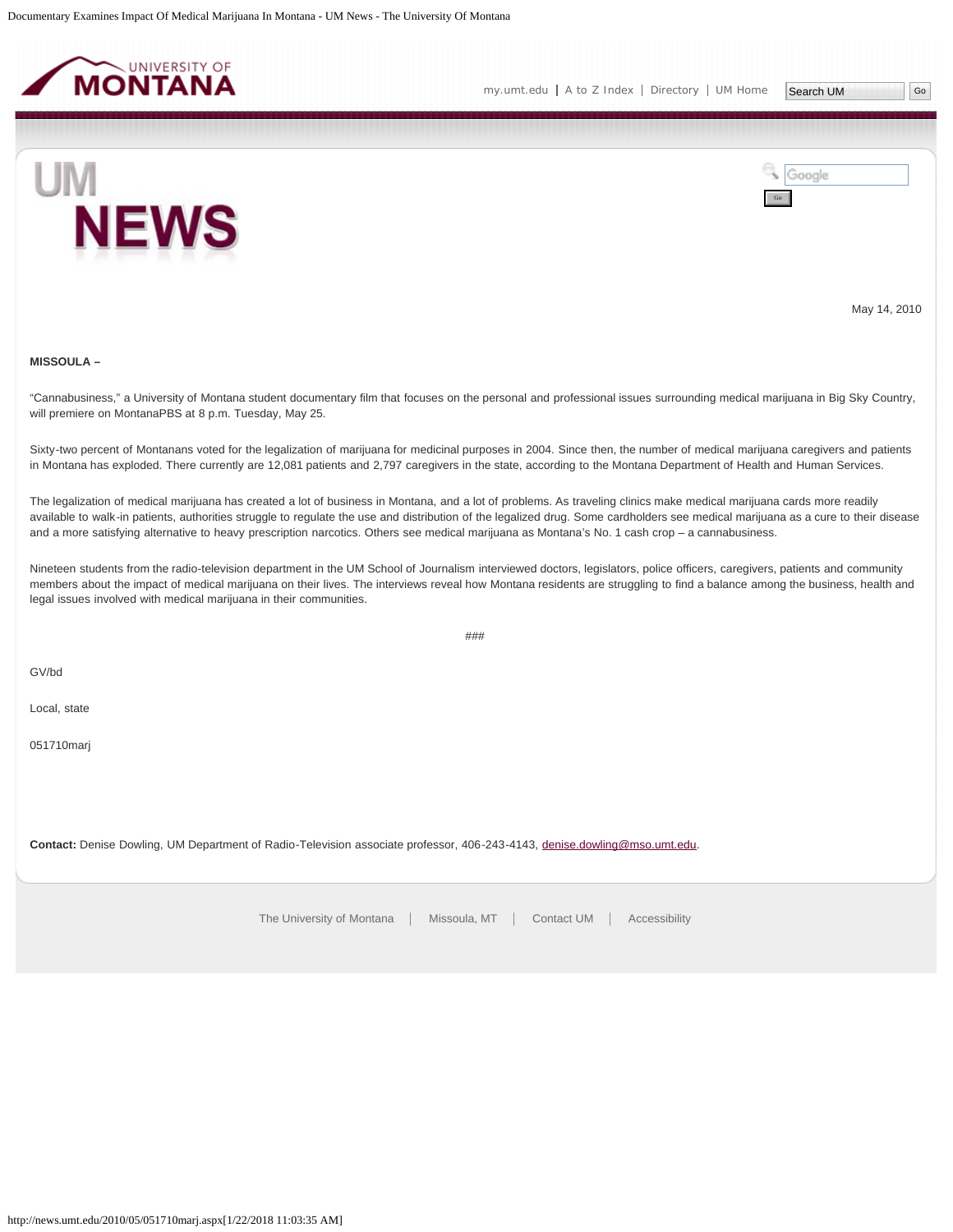May 14, 2010

**MISSOULA –**

"Cannabusiness," a University of Montana student documentary film that focuses on the personal and professional issues surrounding medical marijuana in Big Sky Country, will premiere on MontanaPBS at 8 p.m. Tuesday, May 25.

Sixty-two percent of Montanans voted for the legalization of marijuana for medicinal purposes in 2004. Since then, the number of medical marijuana caregivers and patients in Montana has exploded. There currently are 12,081 patients and 2,797 caregivers in the state, according to the Montana Department of Health and Human Services.

The legalization of medical marijuana has created a lot of business in Montana, and a lot of problems. As traveling clinics make medical marijuana cards more readily available to walk-in patients, authorities struggle to regulate the use and distribution of the legalized drug. Some cardholders see medical marijuana as a cure to their disease and a more satisfying alternative to heavy prescription narcotics. Others see medical marijuana as Montana's No. 1 cash crop – a cannabusiness.

Nineteen students from the radio-television department in the UM School of Journalism interviewed doctors, legislators, police officers, caregivers, patients and community members about the impact of medical marijuana on their lives. The interviews reveal how Montana residents are struggling to find a balance among the business, health and legal issues involved with medical marijuana in their communities.

###

GV/bd

Local, state

051710marj

**Contact:** Denise Dowling, UM Department of Radio-Television associate professor, 406-243-4143, denise.dowling@mso.umt.edu.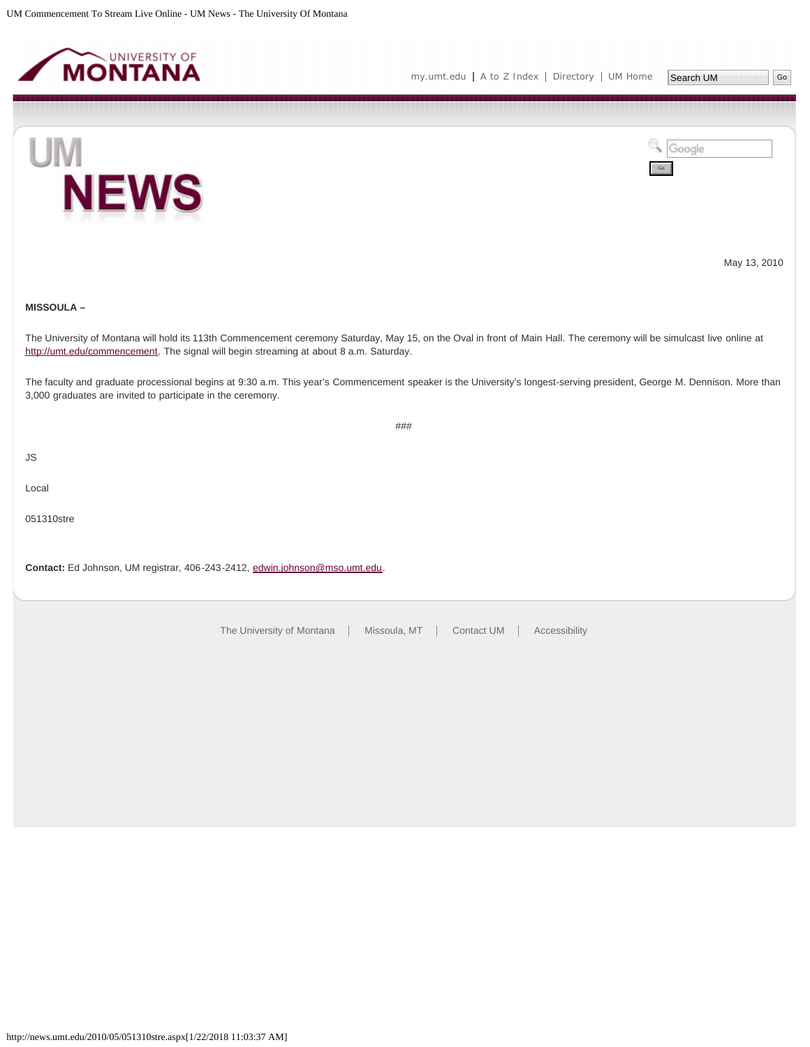May 13, 2010

**MISSOULA –**

The University of Montana will hold its 113th Commencement ceremony Saturday, May 15, on the Oval in front of Main Hall. The ceremony will be simulcast live online at http://umt.edu/commencement. The signal will begin streaming at about 8 a.m. Saturday.

The faculty and graduate processional begins at 9:30 a.m. This year's Commencement speaker is the University's longest-serving president, George M. Dennison. More than 3,000 graduates are invited to participate in the ceremony.

###

JS

Local

051310stre

**Contact:** Ed Johnson, UM registrar, 406-243-2412, edwin.johnson@mso.umt.edu.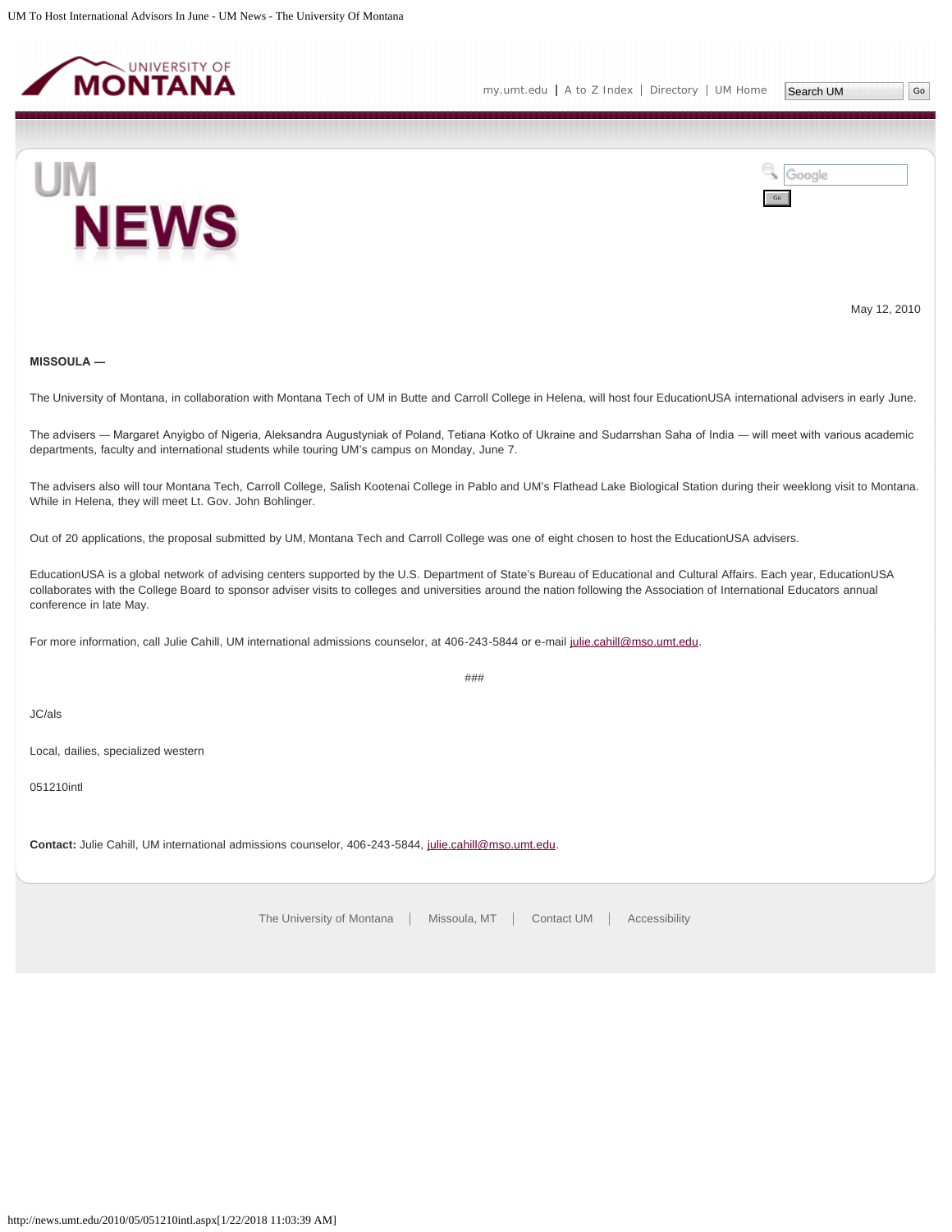May 12, 2010

**MISSOULA —**

The University of Montana, in collaboration with Montana Tech of UM in Butte and Carroll College in Helena, will host four EducationUSA international advisers in early June.

The advisers — Margaret Anyigbo of Nigeria, Aleksandra Augustyniak of Poland, Tetiana Kotko of Ukraine and Sudarrshan Saha of India — will meet with various academic departments, faculty and international students while touring UM's campus on Monday, June 7.

The advisers also will tour Montana Tech, Carroll College, Salish Kootenai College in Pablo and UM's Flathead Lake Biological Station during their weeklong visit to Montana. While in Helena, they will meet Lt. Gov. John Bohlinger.

Out of 20 applications, the proposal submitted by UM, Montana Tech and Carroll College was one of eight chosen to host the EducationUSA advisers.

EducationUSA is a global network of advising centers supported by the U.S. Department of State's Bureau of Educational and Cultural Affairs. Each year, EducationUSA collaborates with the College Board to sponsor adviser visits to colleges and universities around the nation following the Association of International Educators annual conference in late May.

For more information, call Julie Cahill, UM international admissions counselor, at 406-243-5844 or e-mail julie.cahill@mso.umt.edu.

###

JC/als

Local, dailies, specialized western

051210intl

**Contact:** Julie Cahill, UM international admissions counselor, 406-243-5844, julie.cahill@mso.umt.edu.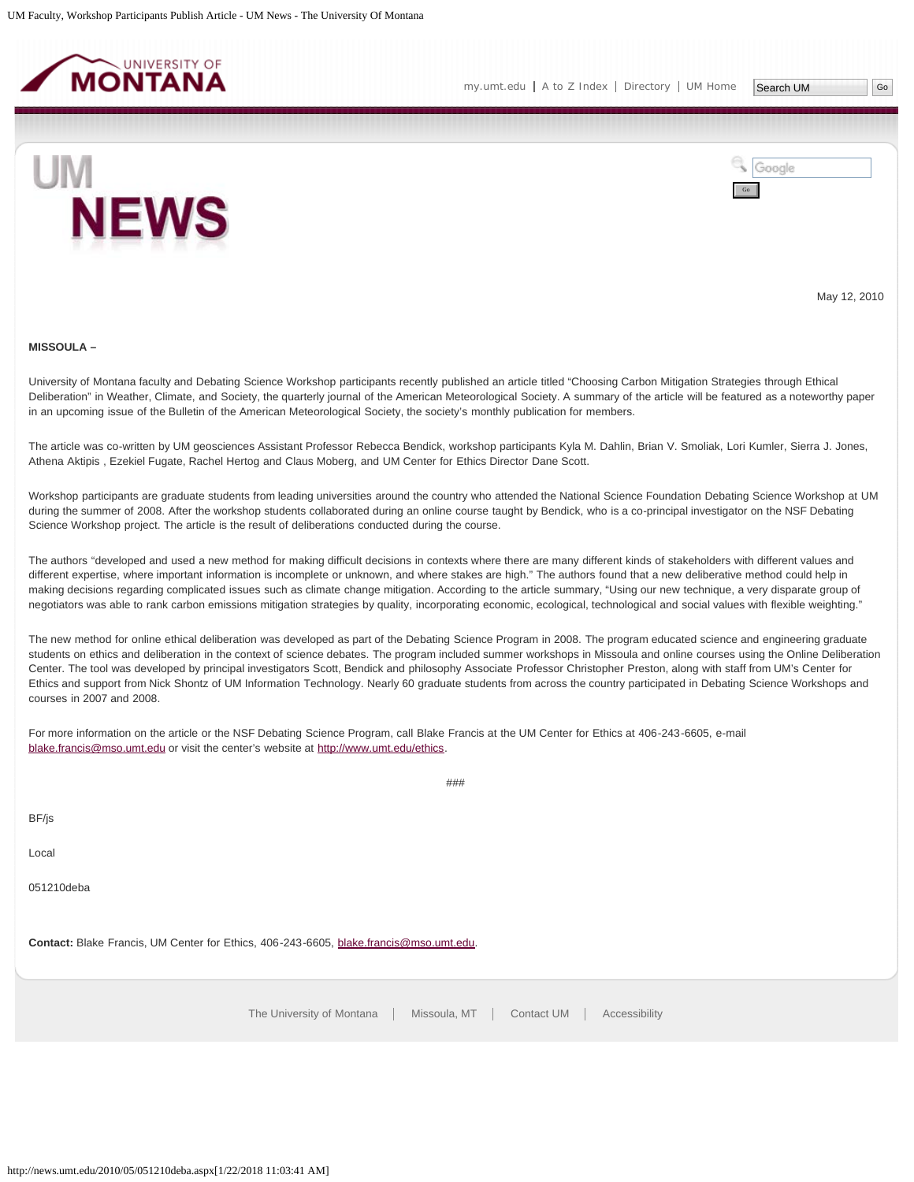May 12, 2010

**MISSOULA –**

University of Montana faculty and Debating Science Workshop participants recently published an article titled “Choosing Carbon Mitigation Strategies through Ethical Deliberation” in Weather, Climate, and Society, the quarterly journal of the American Meteorological Society. A summary of the article will be featured as a noteworthy paper in an upcoming issue of the Bulletin of the American Meteorological Society, the society’s monthly publication for members.

The article was co-written by UM geosciences Assistant Professor Rebecca Bendick, workshop participants Kyla M. Dahlin, Brian V. Smoliak, Lori Kumler, Sierra J. Jones, Athena Aktipis , Ezekiel Fugate, Rachel Hertog and Claus Moberg, and UM Center for Ethics Director Dane Scott.

Workshop participants are graduate students from leading universities around the country who attended the National Science Foundation Debating Science Workshop at UM during the summer of 2008. After the workshop students collaborated during an online course taught by Bendick, who is a co-principal investigator on the NSF Debating Science Workshop project. The article is the result of deliberations conducted during the course.

The authors “developed and used a new method for making difficult decisions in contexts where there are many different kinds of stakeholders with different values and different expertise, where important information is incomplete or unknown, and where stakes are high.” The authors found that a new deliberative method could help in making decisions regarding complicated issues such as climate change mitigation. According to the article summary, “Using our new technique, a very disparate group of negotiators was able to rank carbon emissions mitigation strategies by quality, incorporating economic, ecological, technological and social values with flexible weighting.”

The new method for online ethical deliberation was developed as part of the Debating Science Program in 2008. The program educated science and engineering graduate students on ethics and deliberation in the context of science debates. The program included summer workshops in Missoula and online courses using the Online Deliberation Center. The tool was developed by principal investigators Scott, Bendick and philosophy Associate Professor Christopher Preston, along with staff from UM’s Center for Ethics and support from Nick Shontz of UM Information Technology. Nearly 60 graduate students from across the country participated in Debating Science Workshops and courses in 2007 and 2008.

For more information on the article or the NSF Debating Science Program, call Blake Francis at the UM Center for Ethics at 406-243-6605, e-mail blake.francis@mso.umt.edu or visit the center’s website at http://www.umt.edu/ethics.

###

BF/js

Local

051210deba

**Contact:** Blake Francis, UM Center for Ethics, 406-243-6605, blake.francis@mso.umt.edu.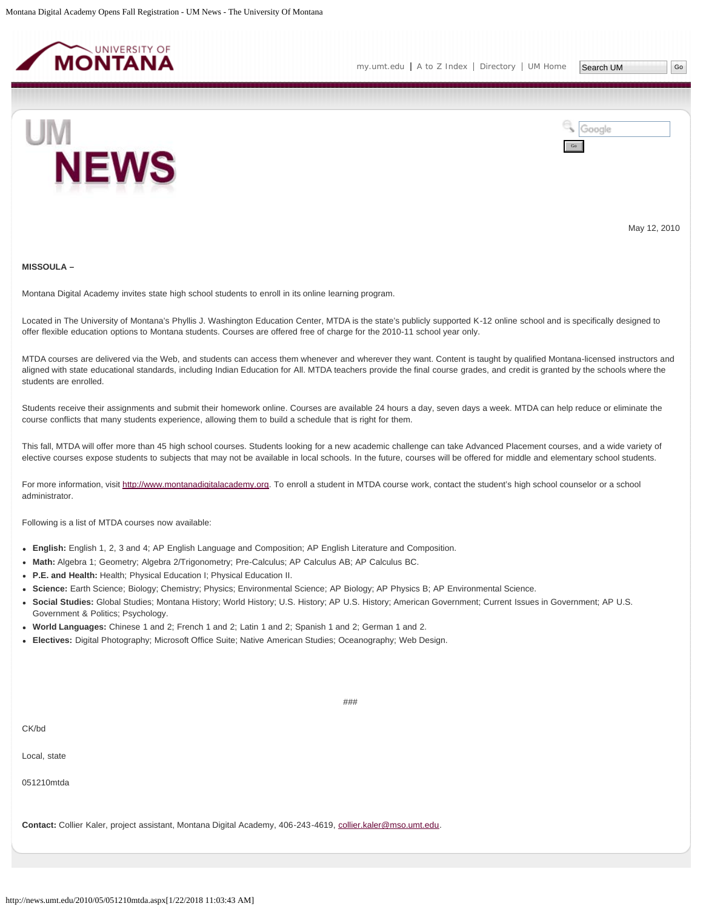May 12, 2010

**MISSOULA –**

Montana Digital Academy invites state high school students to enroll in its online learning program.

Located in The University of Montana's Phyllis J. Washington Education Center, MTDA is the state's publicly supported K-12 online school and is specifically designed to offer flexible education options to Montana students. Courses are offered free of charge for the 2010-11 school year only.

MTDA courses are delivered via the Web, and students can access them whenever and wherever they want. Content is taught by qualified Montana-licensed instructors and aligned with state educational standards, including Indian Education for All. MTDA teachers provide the final course grades, and credit is granted by the schools where the students are enrolled.

Students receive their assignments and submit their homework online. Courses are available 24 hours a day, seven days a week. MTDA can help reduce or eliminate the course conflicts that many students experience, allowing them to build a schedule that is right for them.

This fall, MTDA will offer more than 45 high school courses. Students looking for a new academic challenge can take Advanced Placement courses, and a wide variety of elective courses expose students to subjects that may not be available in local schools. In the future, courses will be offered for middle and elementary school students.

For more information, visit http://www.montanadigitalacademy.org. To enroll a student in MTDA course work, contact the student's high school counselor or a school administrator.

Following is a list of MTDA courses now available:

- **English:** English 1, 2, 3 and 4; AP English Language and Composition; AP English Literature and Composition.
- **Math:** Algebra 1; Geometry; Algebra 2/Trigonometry; Pre-Calculus; AP Calculus AB; AP Calculus BC.
- **P.E. and Health:** Health; Physical Education I; Physical Education II.
- **Science:** Earth Science; Biology; Chemistry; Physics; Environmental Science; AP Biology; AP Physics B; AP Environmental Science.
- **Social Studies:** Global Studies; Montana History; World History; U.S. History; AP U.S. History; American Government; Current Issues in Government; AP U.S. Government & Politics; Psychology.
- **World Languages:** Chinese 1 and 2; French 1 and 2; Latin 1 and 2; Spanish 1 and 2; German 1 and 2.
- **Electives:** Digital Photography; Microsoft Office Suite; Native American Studies; Oceanography; Web Design.

###

CK/bd

Local, state

051210mtda

**Contact:** Collier Kaler, project assistant, Montana Digital Academy, 406-243-4619, collier.kaler@mso.umt.edu.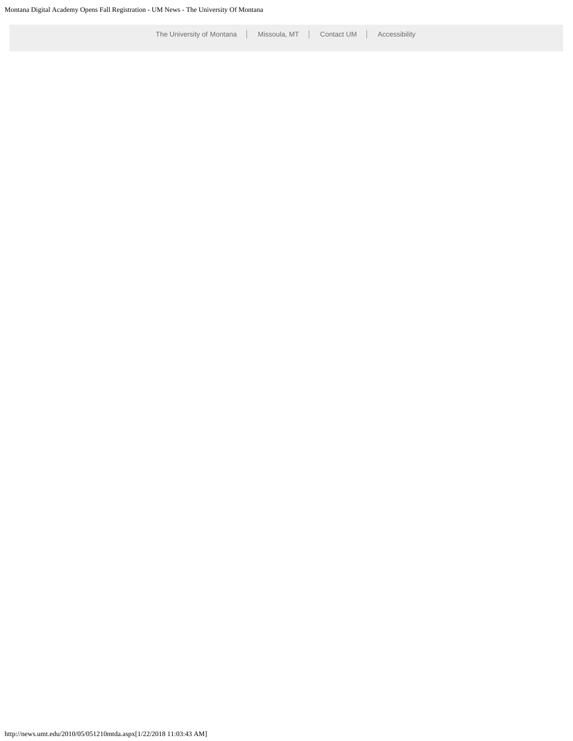The University of Montana | Missoula, MT | Contact UM | Accessibility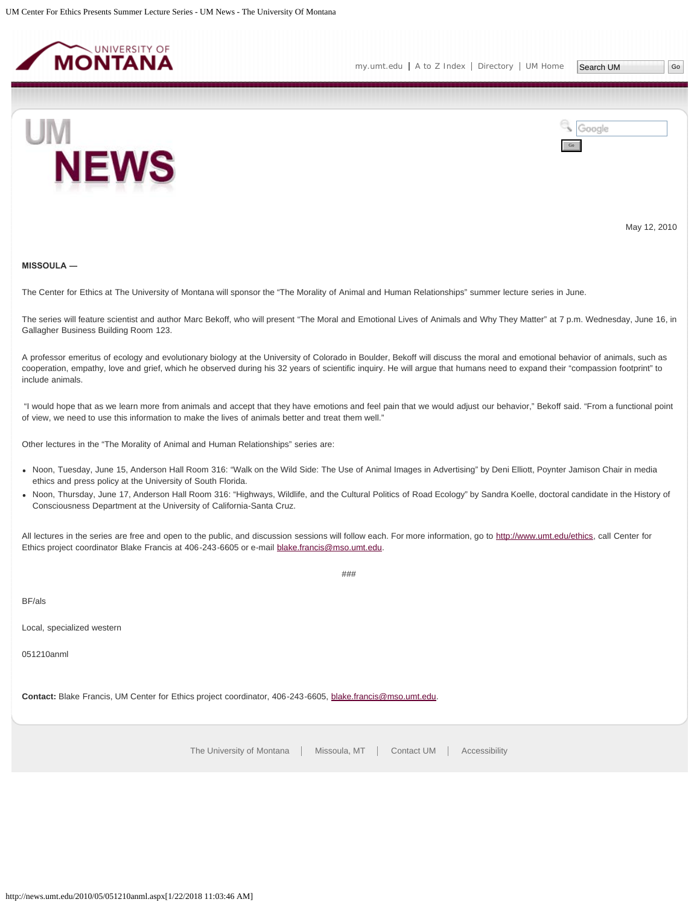May 12, 2010

**MISSOULA —**

The Center for Ethics at The University of Montana will sponsor the "The Morality of Animal and Human Relationships" summer lecture series in June.

The series will feature scientist and author Marc Bekoff, who will present "The Moral and Emotional Lives of Animals and Why They Matter" at 7 p.m. Wednesday, June 16, in Gallagher Business Building Room 123.

A professor emeritus of ecology and evolutionary biology at the University of Colorado in Boulder, Bekoff will discuss the moral and emotional behavior of animals, such as cooperation, empathy, love and grief, which he observed during his 32 years of scientific inquiry. He will argue that humans need to expand their "compassion footprint" to include animals.

"I would hope that as we learn more from animals and accept that they have emotions and feel pain that we would adjust our behavior," Bekoff said. "From a functional point of view, we need to use this information to make the lives of animals better and treat them well."

Other lectures in the "The Morality of Animal and Human Relationships" series are:

- Noon, Tuesday, June 15, Anderson Hall Room 316: "Walk on the Wild Side: The Use of Animal Images in Advertising" by Deni Elliott, Poynter Jamison Chair in media ethics and press policy at the University of South Florida.
- Noon, Thursday, June 17, Anderson Hall Room 316: "Highways, Wildlife, and the Cultural Politics of Road Ecology" by Sandra Koelle, doctoral candidate in the History of Consciousness Department at the University of California-Santa Cruz.

All lectures in the series are free and open to the public, and discussion sessions will follow each. For more information, go to http://www.umt.edu/ethics, call Center for Ethics project coordinator Blake Francis at 406-243-6605 or e-mail blake.francis@mso.umt.edu.

###

BF/als

Local, specialized western

051210anml

**Contact:** Blake Francis, UM Center for Ethics project coordinator, 406-243-6605, blake.francis@mso.umt.edu.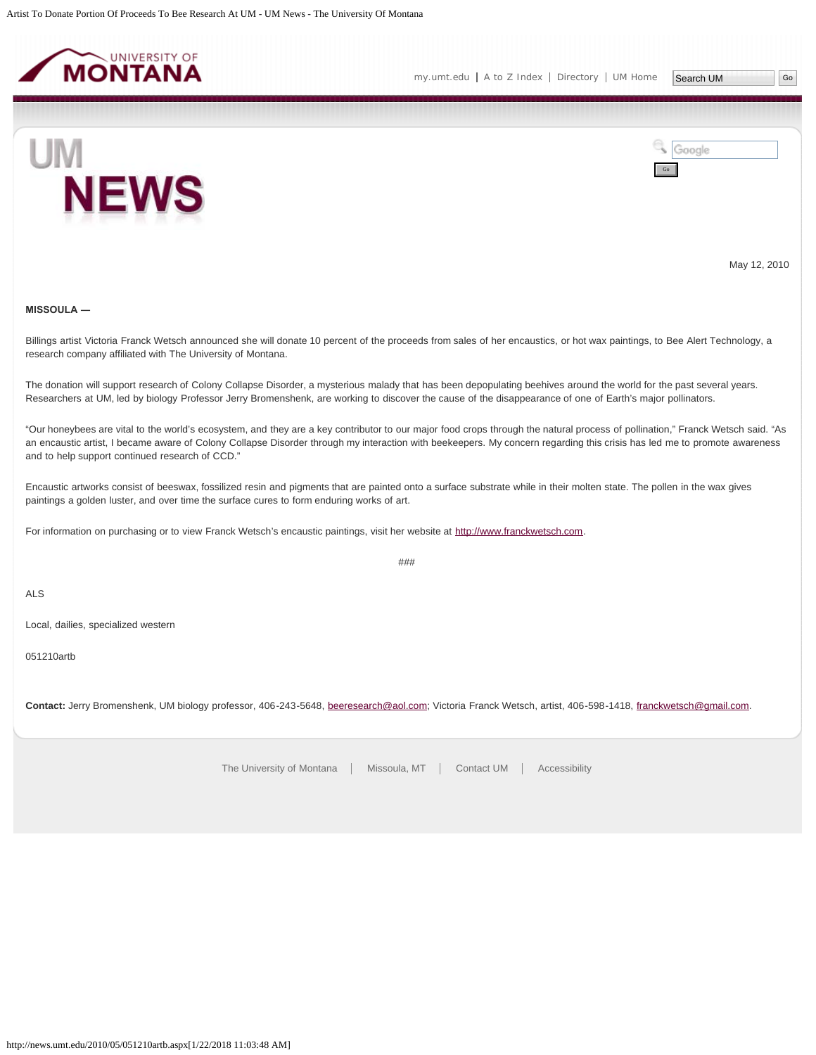May 12, 2010

**MISSOULA —**

Billings artist Victoria Franck Wetsch announced she will donate 10 percent of the proceeds from sales of her encaustics, or hot wax paintings, to Bee Alert Technology, a research company affiliated with The University of Montana.

The donation will support research of Colony Collapse Disorder, a mysterious malady that has been depopulating beehives around the world for the past several years. Researchers at UM, led by biology Professor Jerry Bromenshenk, are working to discover the cause of the disappearance of one of Earth's major pollinators.

"Our honeybees are vital to the world's ecosystem, and they are a key contributor to our major food crops through the natural process of pollination," Franck Wetsch said. "As an encaustic artist, I became aware of Colony Collapse Disorder through my interaction with beekeepers. My concern regarding this crisis has led me to promote awareness and to help support continued research of CCD."

Encaustic artworks consist of beeswax, fossilized resin and pigments that are painted onto a surface substrate while in their molten state. The pollen in the wax gives paintings a golden luster, and over time the surface cures to form enduring works of art.

For information on purchasing or to view Franck Wetsch's encaustic paintings, visit her website at http://www.franckwetsch.com.

###

ALS

Local, dailies, specialized western

051210artb

**Contact:** Jerry Bromenshenk, UM biology professor, 406-243-5648, beeresearch@aol.com; Victoria Franck Wetsch, artist, 406-598-1418, franckwetsch@gmail.com.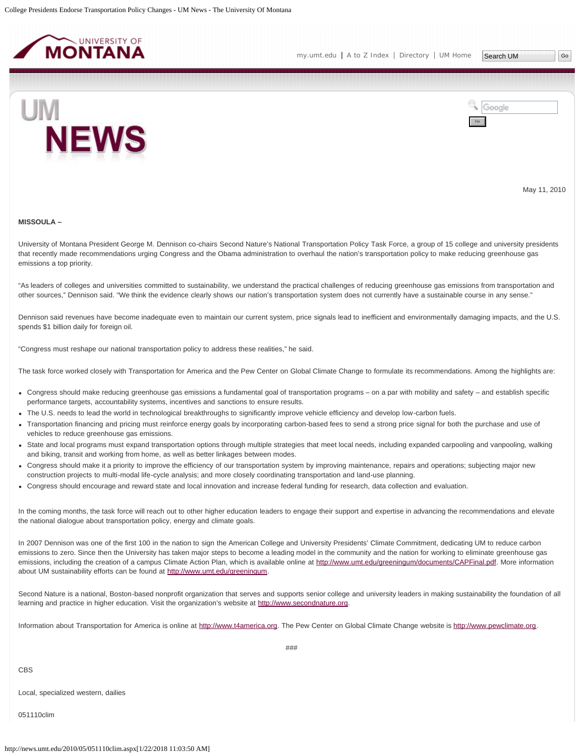May 11, 2010

**MISSOULA –**

University of Montana President George M. Dennison co-chairs Second Nature's National Transportation Policy Task Force, a group of 15 college and university presidents that recently made recommendations urging Congress and the Obama administration to overhaul the nation's transportation policy to make reducing greenhouse gas emissions a top priority.

"As leaders of colleges and universities committed to sustainability, we understand the practical challenges of reducing greenhouse gas emissions from transportation and other sources," Dennison said. "We think the evidence clearly shows our nation's transportation system does not currently have a sustainable course in any sense."

Dennison said revenues have become inadequate even to maintain our current system, price signals lead to inefficient and environmentally damaging impacts, and the U.S. spends $1 billion daily for foreign oil.

"Congress must reshape our national transportation policy to address these realities," he said.

The task force worked closely with Transportation for America and the Pew Center on Global Climate Change to formulate its recommendations. Among the highlights are:

- Congress should make reducing greenhouse gas emissions a fundamental goal of transportation programs – on a par with mobility and safety – and establish specific performance targets, accountability systems, incentives and sanctions to ensure results.
- The U.S. needs to lead the world in technological breakthroughs to significantly improve vehicle efficiency and develop low-carbon fuels.
- Transportation financing and pricing must reinforce energy goals by incorporating carbon-based fees to send a strong price signal for both the purchase and use of vehicles to reduce greenhouse gas emissions.
- State and local programs must expand transportation options through multiple strategies that meet local needs, including expanded carpooling and vanpooling, walking and biking, transit and working from home, as well as better linkages between modes.
- Congress should make it a priority to improve the efficiency of our transportation system by improving maintenance, repairs and operations; subjecting major new construction projects to multi-modal life-cycle analysis; and more closely coordinating transportation and land-use planning.
- Congress should encourage and reward state and local innovation and increase federal funding for research, data collection and evaluation.

In the coming months, the task force will reach out to other higher education leaders to engage their support and expertise in advancing the recommendations and elevate the national dialogue about transportation policy, energy and climate goals.

In 2007 Dennison was one of the first 100 in the nation to sign the American College and University Presidents' Climate Commitment, dedicating UM to reduce carbon emissions to zero. Since then the University has taken major steps to become a leading model in the community and the nation for working to eliminate greenhouse gas emissions, including the creation of a campus Climate Action Plan, which is available online at http://www.umt.edu/greeningum/documents/CAPFinal.pdf. More information about UM sustainability efforts can be found at http://www.umt.edu/greeningum.

Second Nature is a national, Boston-based nonprofit organization that serves and supports senior college and university leaders in making sustainability the foundation of all learning and practice in higher education. Visit the organization's website at http://www.secondnature.org.

Information about Transportation for America is online at http://www.t4america.org. The Pew Center on Global Climate Change website is http://www.pewclimate.org.

###

CBS

Local, specialized western, dailies

051110clim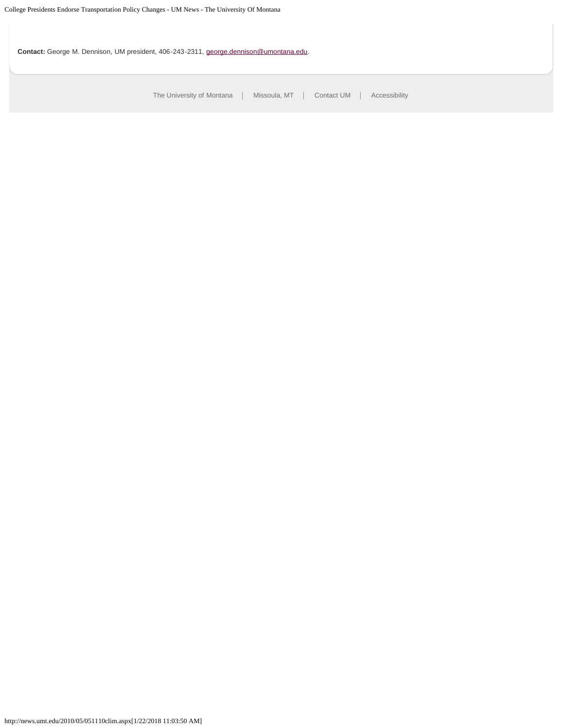**Contact:** George M. Dennison, UM president, 406-243-2311, george.dennison@umontana.edu.

The University of Montana | Missoula, MT | Contact UM | Accessibility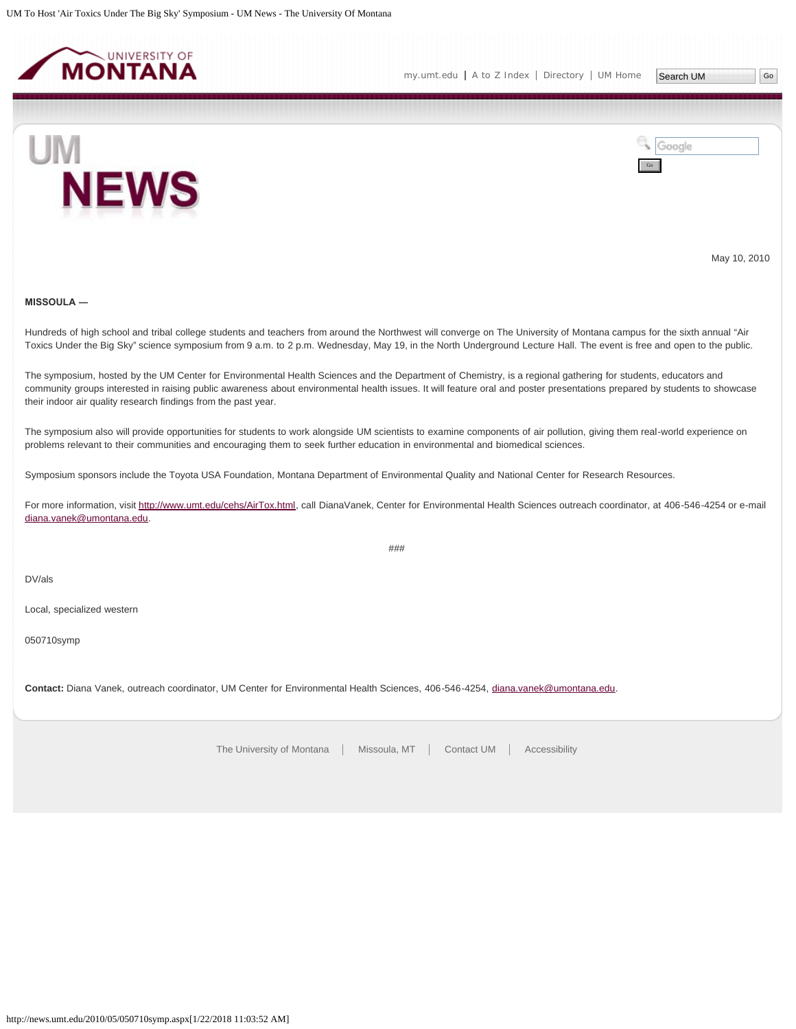May 10, 2010

**MISSOULA —**

Hundreds of high school and tribal college students and teachers from around the Northwest will converge on The University of Montana campus for the sixth annual "Air Toxics Under the Big Sky" science symposium from 9 a.m. to 2 p.m. Wednesday, May 19, in the North Underground Lecture Hall. The event is free and open to the public.

The symposium, hosted by the UM Center for Environmental Health Sciences and the Department of Chemistry, is a regional gathering for students, educators and community groups interested in raising public awareness about environmental health issues. It will feature oral and poster presentations prepared by students to showcase their indoor air quality research findings from the past year.

The symposium also will provide opportunities for students to work alongside UM scientists to examine components of air pollution, giving them real-world experience on problems relevant to their communities and encouraging them to seek further education in environmental and biomedical sciences.

Symposium sponsors include the Toyota USA Foundation, Montana Department of Environmental Quality and National Center for Research Resources.

For more information, visit http://www.umt.edu/cehs/AirTox.html, call DianaVanek, Center for Environmental Health Sciences outreach coordinator, at 406-546-4254 or e-mail diana.vanek@umontana.edu.

###

DV/als

Local, specialized western

050710symp

**Contact:** Diana Vanek, outreach coordinator, UM Center for Environmental Health Sciences, 406-546-4254, diana.vanek@umontana.edu.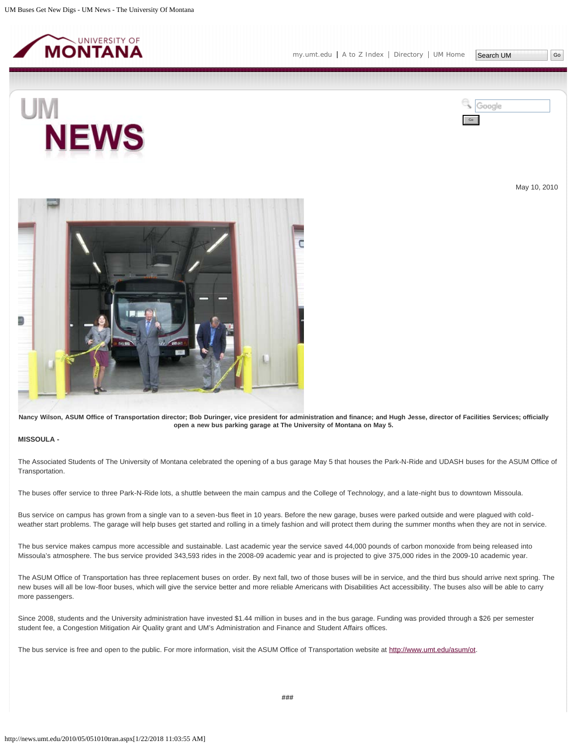May 10, 2010

Nancy Wilson, ASUM Office of Transportation director; Bob Duringer, vice president for administration and finance; and Hugh Jesse, director of Facilities Services; officially open a new bus parking garage at The University of Montana on May 5.

**MISSOULA -**

The Associated Students of The University of Montana celebrated the opening of a bus garage May 5 that houses the Park-N-Ride and UDASH buses for the ASUM Office of Transportation.

The buses offer service to three Park-N-Ride lots, a shuttle between the main campus and the College of Technology, and a late-night bus to downtown Missoula.

Bus service on campus has grown from a single van to a seven-bus fleet in 10 years. Before the new garage, buses were parked outside and were plagued with cold-weather start problems. The garage will help buses get started and rolling in a timely fashion and will protect them during the summer months when they are not in service.

The bus service makes campus more accessible and sustainable. Last academic year the service saved 44,000 pounds of carbon monoxide from being released into Missoula's atmosphere. The bus service provided 343,593 rides in the 2008-09 academic year and is projected to give 375,000 rides in the 2009-10 academic year.

The ASUM Office of Transportation has three replacement buses on order. By next fall, two of those buses will be in service, and the third bus should arrive next spring. The new buses will all be low-floor buses, which will give the service better and more reliable Americans with Disabilities Act accessibility. The buses also will be able to carry more passengers.

Since 2008, students and the University administration have invested $1.44 million in buses and in the bus garage. Funding was provided through a $26 per semester student fee, a Congestion Mitigation Air Quality grant and UM's Administration and Finance and Student Affairs offices.

The bus service is free and open to the public. For more information, visit the ASUM Office of Transportation website at http://www.umt.edu/asum/ot.

###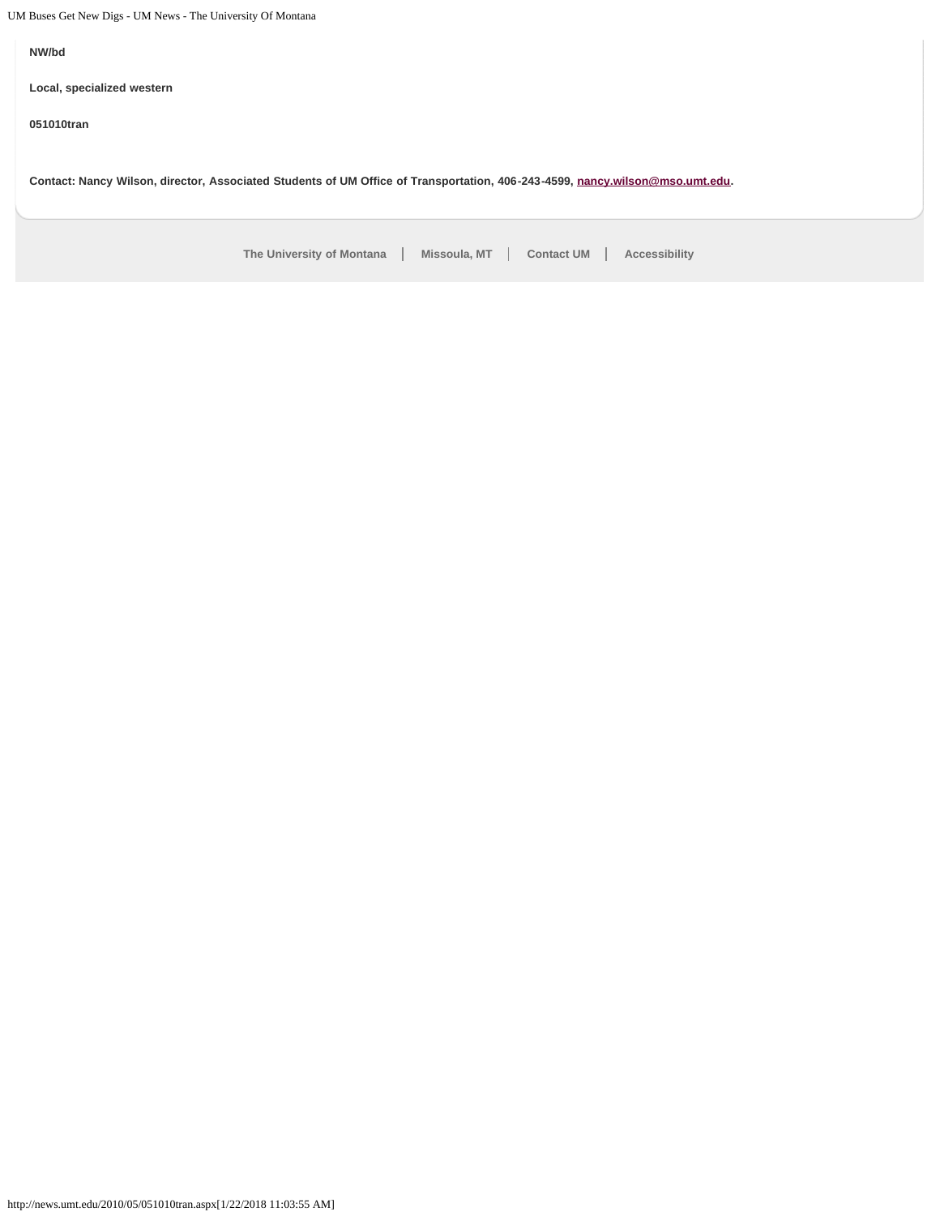**NW/bd**

**Local, specialized western**

**051010tran**

**Contact: Nancy Wilson, director, Associated Students of UM Office of Transportation, 406-243-4599, nancy.wilson@mso.umt.edu.**

The University of Montana | Missoula, MT | Contact UM | Accessibility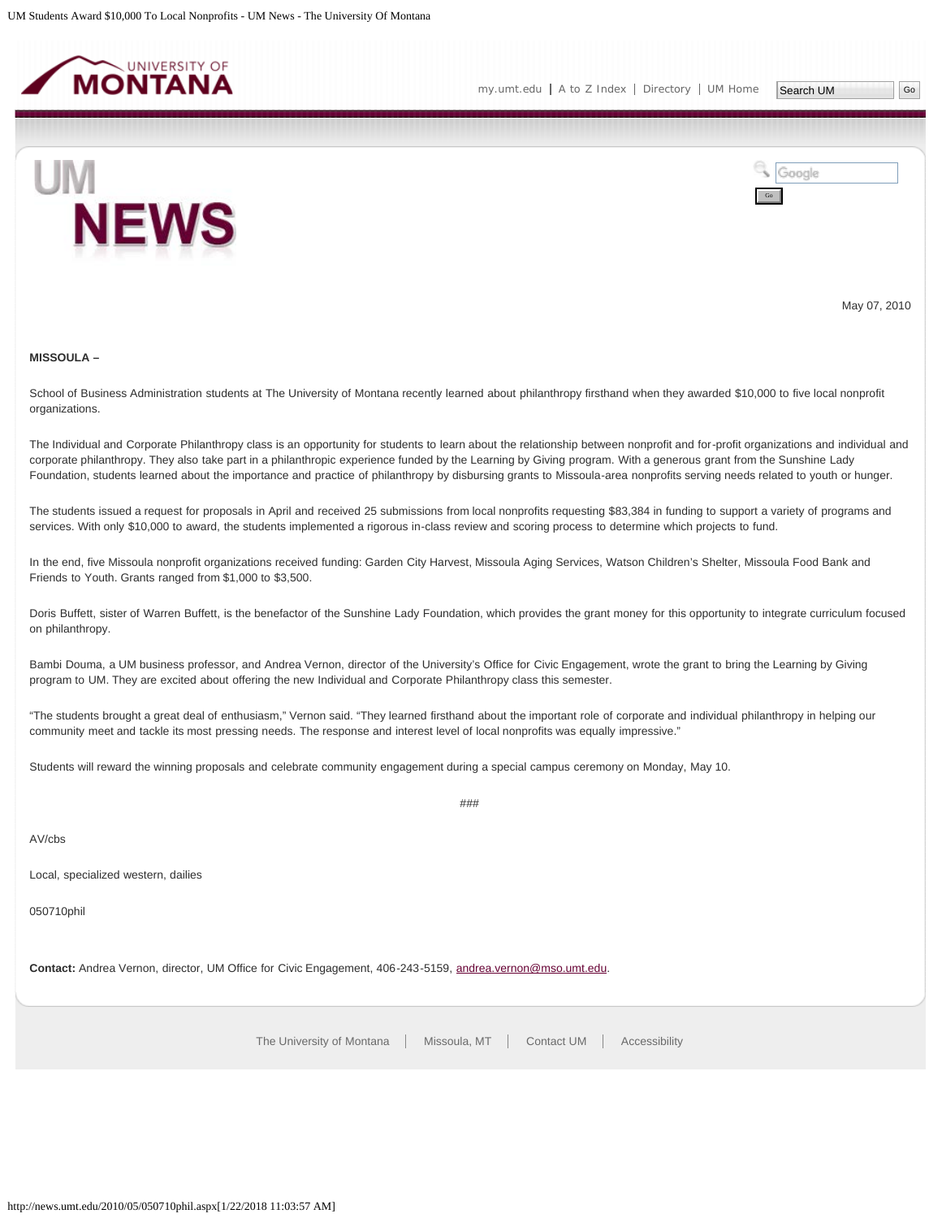May 07, 2010

**MISSOULA –**

School of Business Administration students at The University of Montana recently learned about philanthropy firsthand when they awarded $10,000 to five local nonprofit organizations.

The Individual and Corporate Philanthropy class is an opportunity for students to learn about the relationship between nonprofit and for-profit organizations and individual and corporate philanthropy. They also take part in a philanthropic experience funded by the Learning by Giving program. With a generous grant from the Sunshine Lady Foundation, students learned about the importance and practice of philanthropy by disbursing grants to Missoula-area nonprofits serving needs related to youth or hunger.

The students issued a request for proposals in April and received 25 submissions from local nonprofits requesting $83,384 in funding to support a variety of programs and services. With only $10,000 to award, the students implemented a rigorous in-class review and scoring process to determine which projects to fund.

In the end, five Missoula nonprofit organizations received funding: Garden City Harvest, Missoula Aging Services, Watson Children's Shelter, Missoula Food Bank and Friends to Youth. Grants ranged from $1,000 to $3,500.

Doris Buffett, sister of Warren Buffett, is the benefactor of the Sunshine Lady Foundation, which provides the grant money for this opportunity to integrate curriculum focused on philanthropy.

Bambi Douma, a UM business professor, and Andrea Vernon, director of the University's Office for Civic Engagement, wrote the grant to bring the Learning by Giving program to UM. They are excited about offering the new Individual and Corporate Philanthropy class this semester.

"The students brought a great deal of enthusiasm," Vernon said. "They learned firsthand about the important role of corporate and individual philanthropy in helping our community meet and tackle its most pressing needs. The response and interest level of local nonprofits was equally impressive."

Students will reward the winning proposals and celebrate community engagement during a special campus ceremony on Monday, May 10.

###

AV/cbs

Local, specialized western, dailies

050710phil

**Contact:** Andrea Vernon, director, UM Office for Civic Engagement, 406-243-5159, andrea.vernon@mso.umt.edu.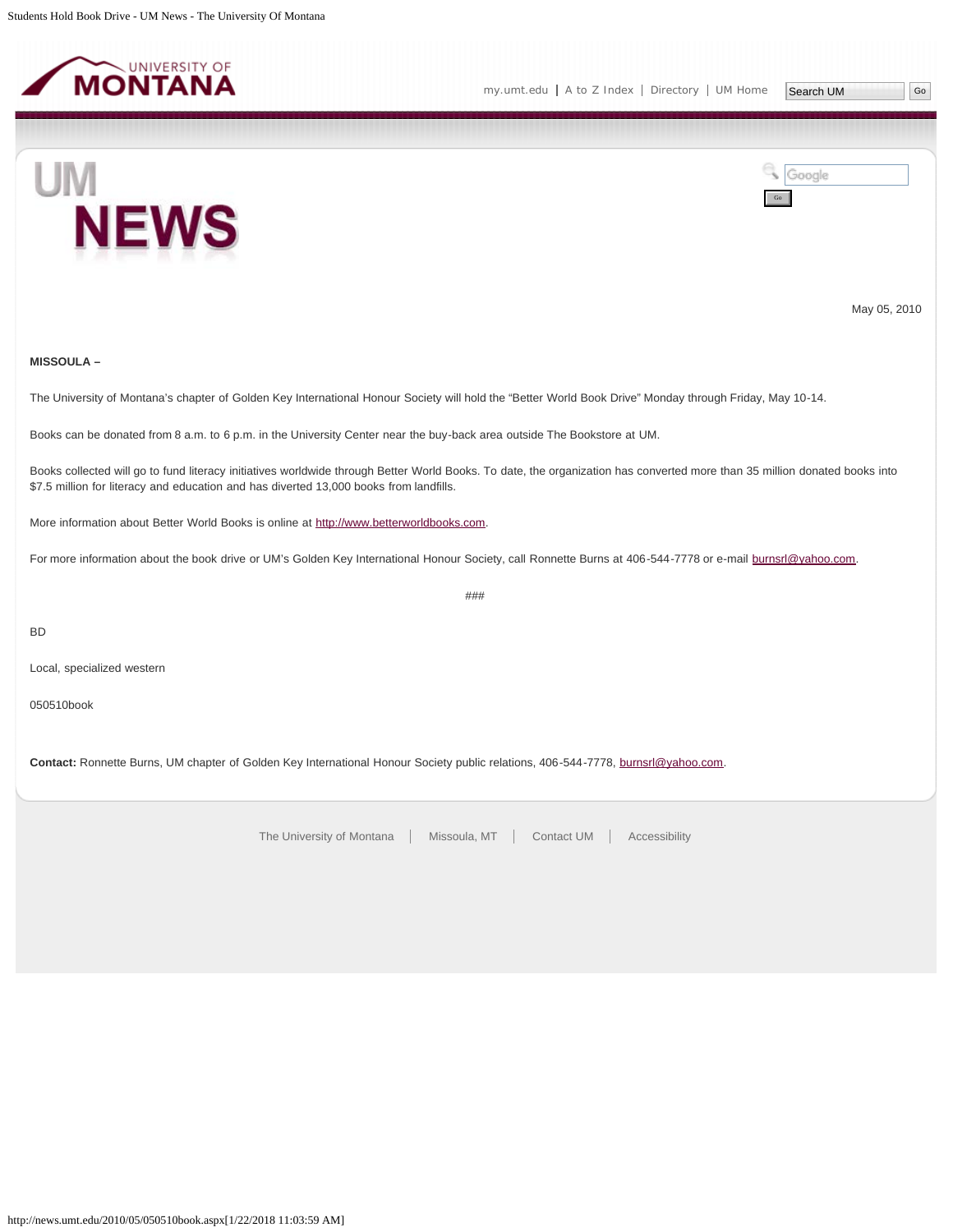May 05, 2010

**MISSOULA –**

The University of Montana's chapter of Golden Key International Honour Society will hold the "Better World Book Drive" Monday through Friday, May 10-14.

Books can be donated from 8 a.m. to 6 p.m. in the University Center near the buy-back area outside The Bookstore at UM.

Books collected will go to fund literacy initiatives worldwide through Better World Books. To date, the organization has converted more than 35 million donated books into $7.5 million for literacy and education and has diverted 13,000 books from landfills.

More information about Better World Books is online at http://www.betterworldbooks.com.

For more information about the book drive or UM's Golden Key International Honour Society, call Ronnette Burns at 406-544-7778 or e-mail burnsrl@yahoo.com.

###

BD

Local, specialized western

050510book

**Contact:** Ronnette Burns, UM chapter of Golden Key International Honour Society public relations, 406-544-7778, burnsrl@yahoo.com.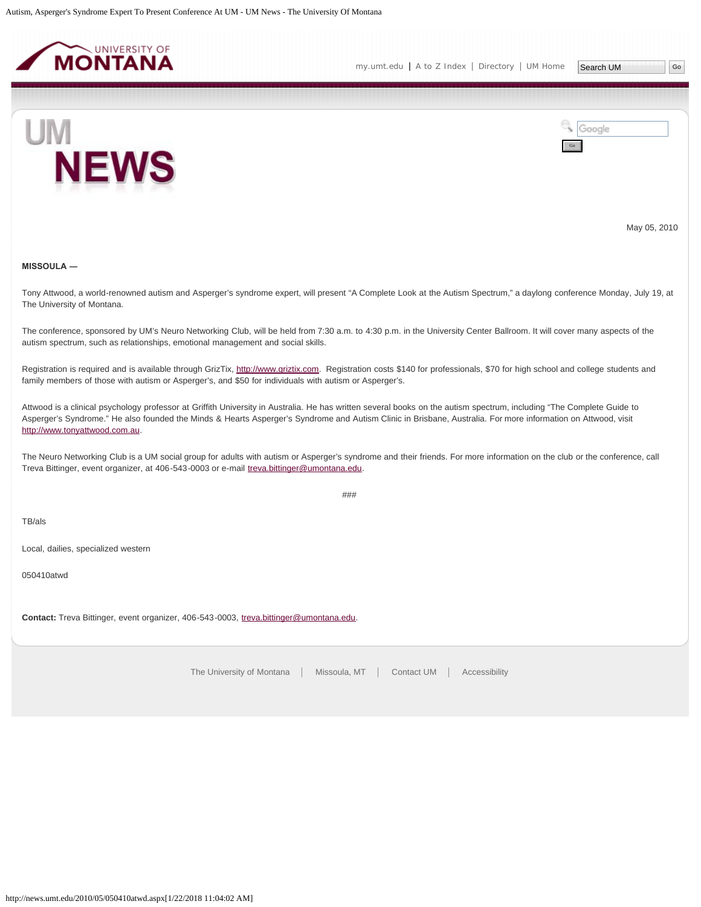May 05, 2010

**MISSOULA —**

Tony Attwood, a world-renowned autism and Asperger's syndrome expert, will present "A Complete Look at the Autism Spectrum," a daylong conference Monday, July 19, at The University of Montana.

The conference, sponsored by UM's Neuro Networking Club, will be held from 7:30 a.m. to 4:30 p.m. in the University Center Ballroom. It will cover many aspects of the autism spectrum, such as relationships, emotional management and social skills.

Registration is required and is available through GrizTix, http://www.griztix.com. Registration costs $140 for professionals, $70 for high school and college students and family members of those with autism or Asperger's, and $50 for individuals with autism or Asperger's.

Attwood is a clinical psychology professor at Griffith University in Australia. He has written several books on the autism spectrum, including "The Complete Guide to Asperger's Syndrome." He also founded the Minds & Hearts Asperger's Syndrome and Autism Clinic in Brisbane, Australia. For more information on Attwood, visit http://www.tonyattwood.com.au.

The Neuro Networking Club is a UM social group for adults with autism or Asperger's syndrome and their friends. For more information on the club or the conference, call Treva Bittinger, event organizer, at 406-543-0003 or e-mail treva.bittinger@umontana.edu.

###

TB/als

Local, dailies, specialized western

050410atwd

**Contact:** Treva Bittinger, event organizer, 406-543-0003, treva.bittinger@umontana.edu.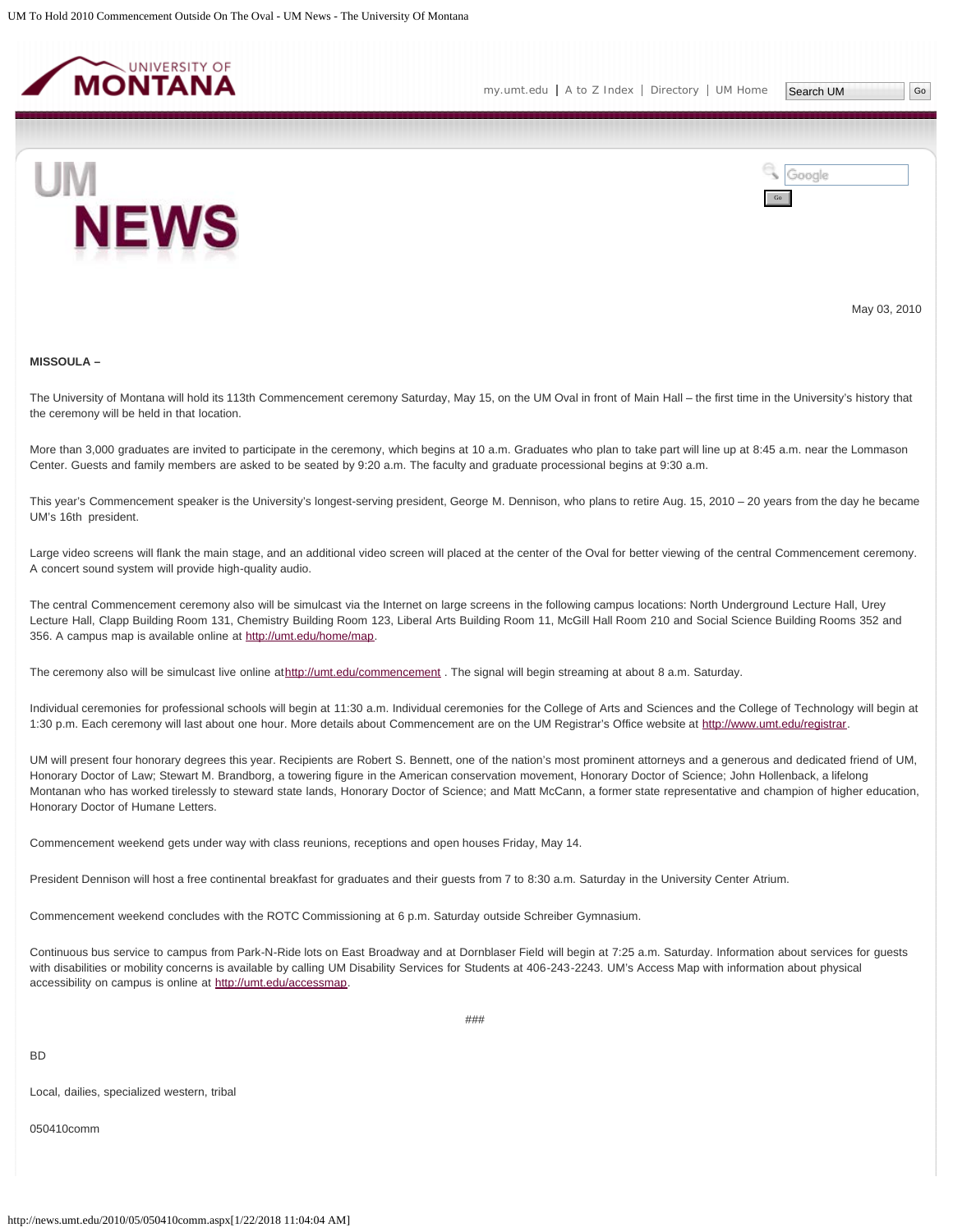May 03, 2010

**MISSOULA –**

The University of Montana will hold its 113th Commencement ceremony Saturday, May 15, on the UM Oval in front of Main Hall – the first time in the University's history that the ceremony will be held in that location.

More than 3,000 graduates are invited to participate in the ceremony, which begins at 10 a.m. Graduates who plan to take part will line up at 8:45 a.m. near the Lommason Center. Guests and family members are asked to be seated by 9:20 a.m. The faculty and graduate processional begins at 9:30 a.m.

This year's Commencement speaker is the University's longest-serving president, George M. Dennison, who plans to retire Aug. 15, 2010 – 20 years from the day he became UM's 16th president.

Large video screens will flank the main stage, and an additional video screen will placed at the center of the Oval for better viewing of the central Commencement ceremony. A concert sound system will provide high-quality audio.

The central Commencement ceremony also will be simulcast via the Internet on large screens in the following campus locations: North Underground Lecture Hall, Urey Lecture Hall, Clapp Building Room 131, Chemistry Building Room 123, Liberal Arts Building Room 11, McGill Hall Room 210 and Social Science Building Rooms 352 and 356. A campus map is available online at http://umt.edu/home/map.

The ceremony also will be simulcast live online athttp://umt.edu/commencement . The signal will begin streaming at about 8 a.m. Saturday.

Individual ceremonies for professional schools will begin at 11:30 a.m. Individual ceremonies for the College of Arts and Sciences and the College of Technology will begin at 1:30 p.m. Each ceremony will last about one hour. More details about Commencement are on the UM Registrar's Office website at http://www.umt.edu/registrar.

UM will present four honorary degrees this year. Recipients are Robert S. Bennett, one of the nation's most prominent attorneys and a generous and dedicated friend of UM, Honorary Doctor of Law; Stewart M. Brandborg, a towering figure in the American conservation movement, Honorary Doctor of Science; John Hollenback, a lifelong Montanan who has worked tirelessly to steward state lands, Honorary Doctor of Science; and Matt McCann, a former state representative and champion of higher education, Honorary Doctor of Humane Letters.

Commencement weekend gets under way with class reunions, receptions and open houses Friday, May 14.

President Dennison will host a free continental breakfast for graduates and their guests from 7 to 8:30 a.m. Saturday in the University Center Atrium.

Commencement weekend concludes with the ROTC Commissioning at 6 p.m. Saturday outside Schreiber Gymnasium.

Continuous bus service to campus from Park-N-Ride lots on East Broadway and at Dornblaser Field will begin at 7:25 a.m. Saturday. Information about services for guests with disabilities or mobility concerns is available by calling UM Disability Services for Students at 406-243-2243. UM's Access Map with information about physical accessibility on campus is online at http://umt.edu/accessmap.

###

BD

Local, dailies, specialized western, tribal

050410comm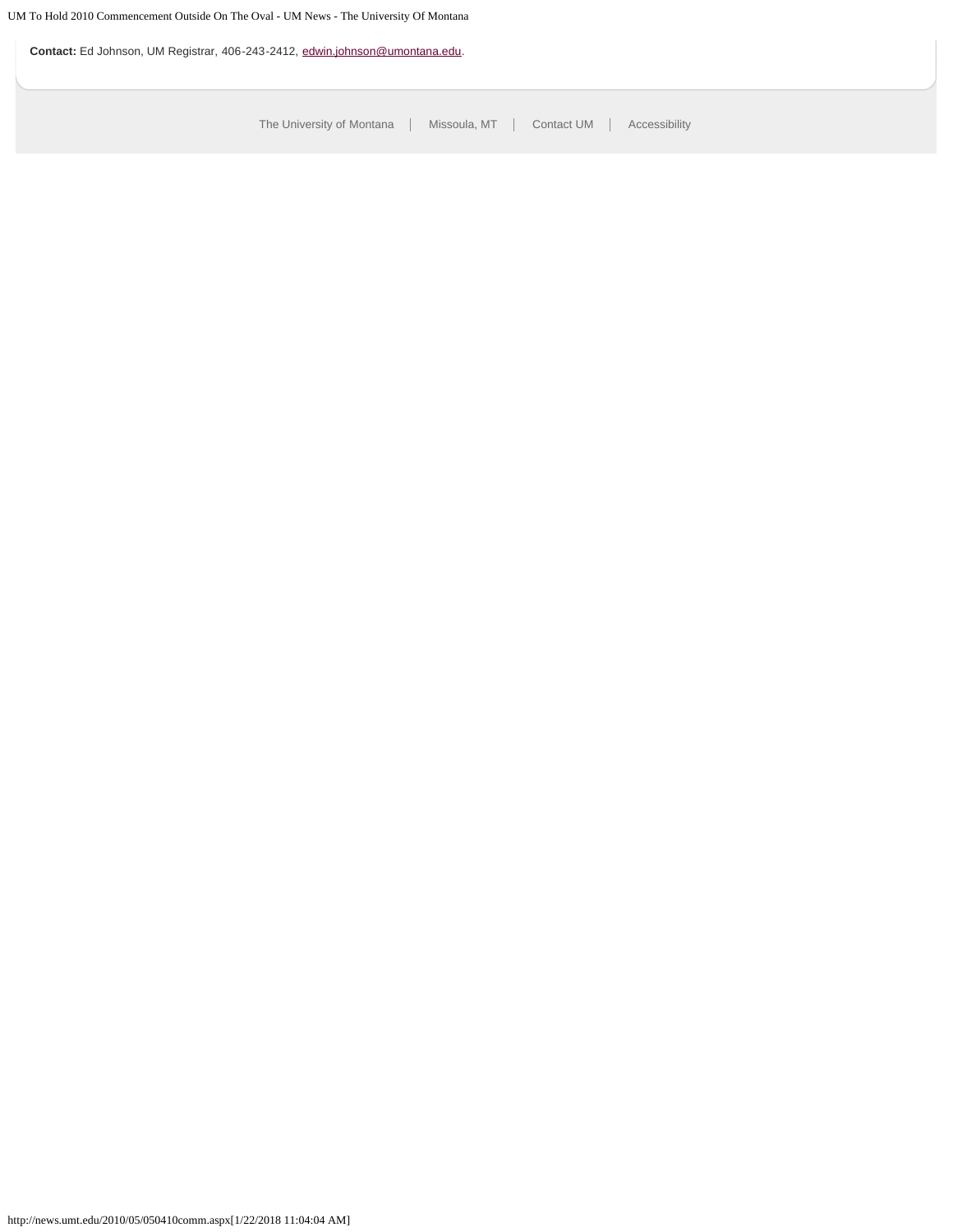**Contact:** Ed Johnson, UM Registrar, 406-243-2412, edwin.johnson@umontana.edu.

The University of Montana | Missoula, MT | Contact UM | Accessibility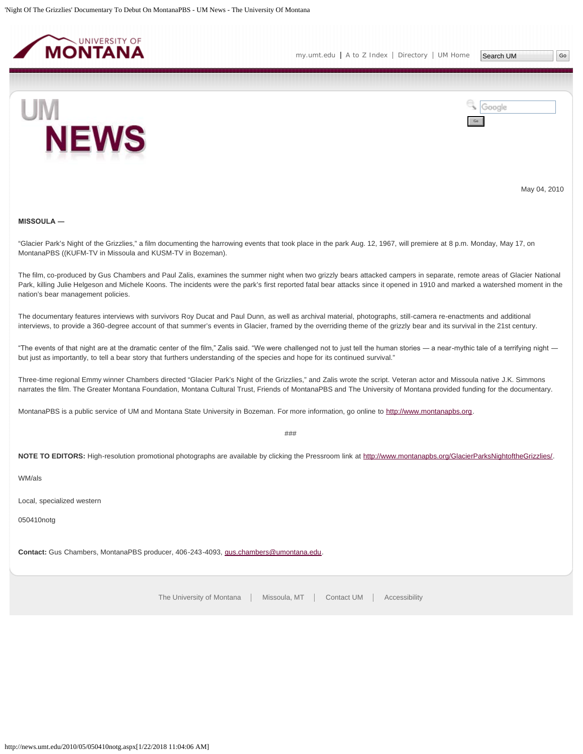May 04, 2010

**MISSOULA —**

“Glacier Park’s Night of the Grizzlies,” a film documenting the harrowing events that took place in the park Aug. 12, 1967, will premiere at 8 p.m. Monday, May 17, on MontanaPBS ((KUFM-TV in Missoula and KUSM-TV in Bozeman).

The film, co-produced by Gus Chambers and Paul Zalis, examines the summer night when two grizzly bears attacked campers in separate, remote areas of Glacier National Park, killing Julie Helgeson and Michele Koons. The incidents were the park’s first reported fatal bear attacks since it opened in 1910 and marked a watershed moment in the nation’s bear management policies.

The documentary features interviews with survivors Roy Ducat and Paul Dunn, as well as archival material, photographs, still-camera re-enactments and additional interviews, to provide a 360-degree account of that summer’s events in Glacier, framed by the overriding theme of the grizzly bear and its survival in the 21st century.

“The events of that night are at the dramatic center of the film,” Zalis said. “We were challenged not to just tell the human stories — a near-mythic tale of a terrifying night — but just as importantly, to tell a bear story that furthers understanding of the species and hope for its continued survival.”

Three-time regional Emmy winner Chambers directed “Glacier Park’s Night of the Grizzlies,” and Zalis wrote the script. Veteran actor and Missoula native J.K. Simmons narrates the film. The Greater Montana Foundation, Montana Cultural Trust, Friends of MontanaPBS and The University of Montana provided funding for the documentary.

MontanaPBS is a public service of UM and Montana State University in Bozeman. For more information, go online to http://www.montanapbs.org.

###

**NOTE TO EDITORS:** High-resolution promotional photographs are available by clicking the Pressroom link at http://www.montanapbs.org/GlacierParksNightoftheGrizzlies/.

WM/als

Local, specialized western

050410notg

**Contact:** Gus Chambers, MontanaPBS producer, 406-243-4093, gus.chambers@umontana.edu.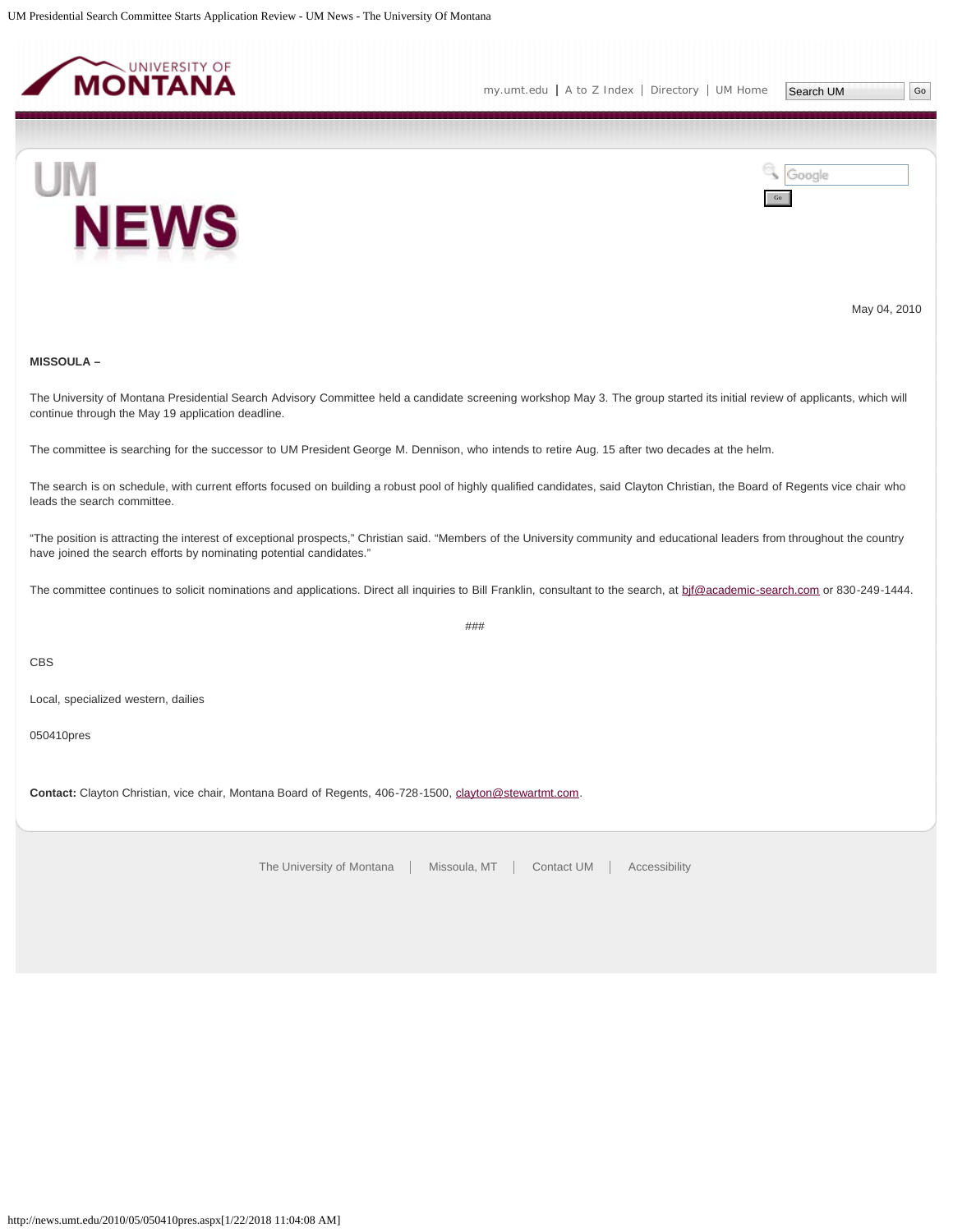May 04, 2010

**MISSOULA –**

The University of Montana Presidential Search Advisory Committee held a candidate screening workshop May 3. The group started its initial review of applicants, which will continue through the May 19 application deadline.

The committee is searching for the successor to UM President George M. Dennison, who intends to retire Aug. 15 after two decades at the helm.

The search is on schedule, with current efforts focused on building a robust pool of highly qualified candidates, said Clayton Christian, the Board of Regents vice chair who leads the search committee.

"The position is attracting the interest of exceptional prospects," Christian said. "Members of the University community and educational leaders from throughout the country have joined the search efforts by nominating potential candidates."

The committee continues to solicit nominations and applications. Direct all inquiries to Bill Franklin, consultant to the search, at bjf@academic-search.com or 830-249-1444.

###

CBS

Local, specialized western, dailies

050410pres

**Contact:** Clayton Christian, vice chair, Montana Board of Regents, 406-728-1500, clayton@stewartmt.com.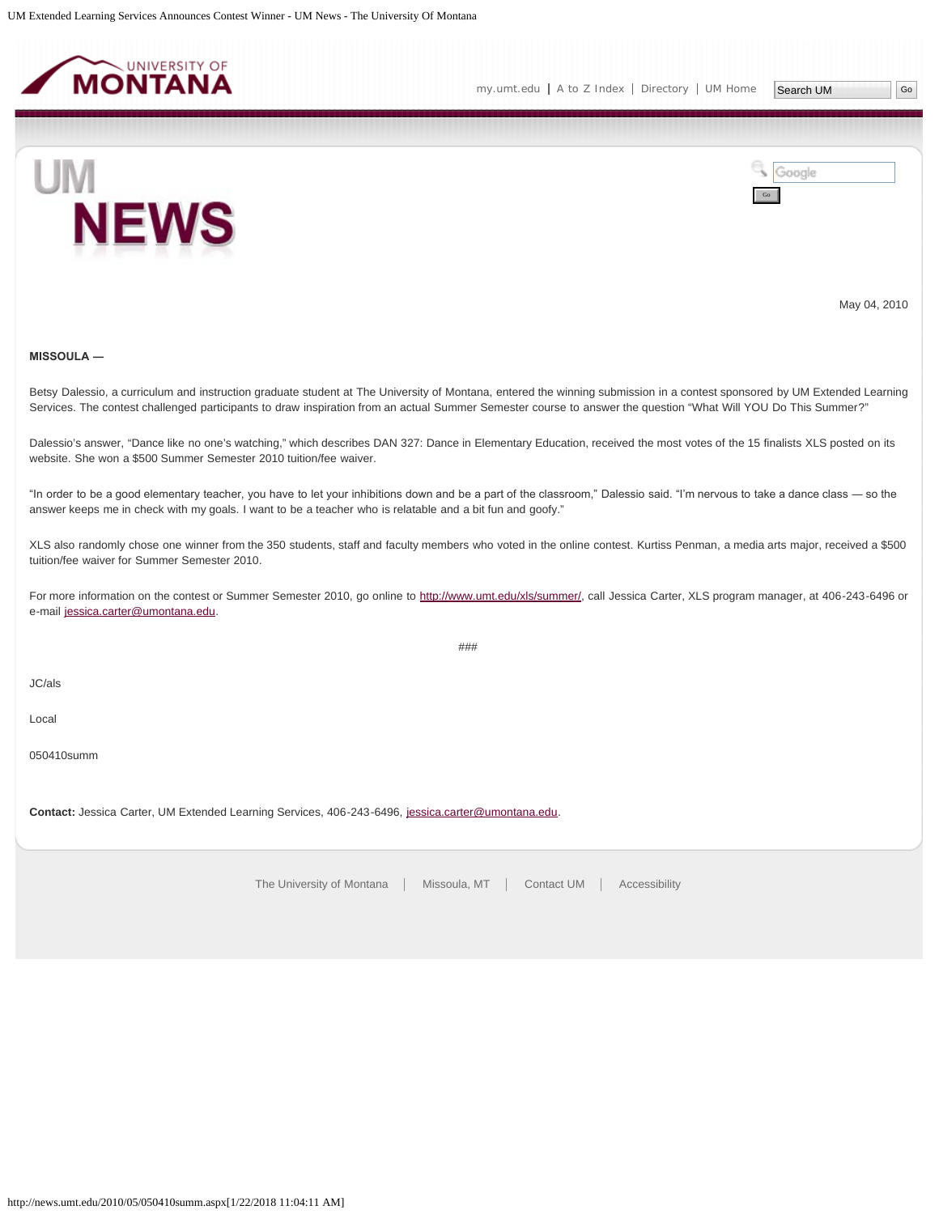May 04, 2010

**MISSOULA —**

Betsy Dalessio, a curriculum and instruction graduate student at The University of Montana, entered the winning submission in a contest sponsored by UM Extended Learning Services. The contest challenged participants to draw inspiration from an actual Summer Semester course to answer the question "What Will YOU Do This Summer?"

Dalessio's answer, "Dance like no one's watching," which describes DAN 327: Dance in Elementary Education, received the most votes of the 15 finalists XLS posted on its website. She won a $500 Summer Semester 2010 tuition/fee waiver.

"In order to be a good elementary teacher, you have to let your inhibitions down and be a part of the classroom," Dalessio said. "I'm nervous to take a dance class — so the answer keeps me in check with my goals. I want to be a teacher who is relatable and a bit fun and goofy."

XLS also randomly chose one winner from the 350 students, staff and faculty members who voted in the online contest. Kurtiss Penman, a media arts major, received a $500 tuition/fee waiver for Summer Semester 2010.

For more information on the contest or Summer Semester 2010, go online to http://www.umt.edu/xls/summer/, call Jessica Carter, XLS program manager, at 406-243-6496 or e-mail jessica.carter@umontana.edu.

###

JC/als

Local

050410summ

**Contact:** Jessica Carter, UM Extended Learning Services, 406-243-6496, jessica.carter@umontana.edu.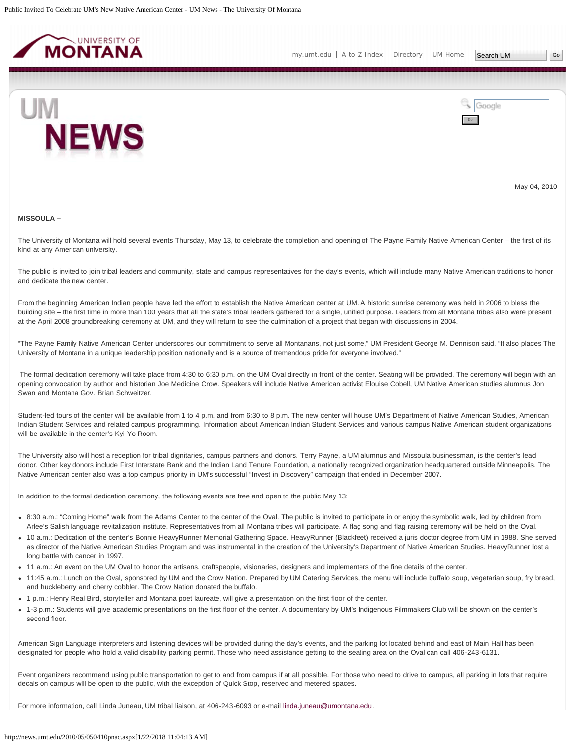May 04, 2010

**MISSOULA –**

The University of Montana will hold several events Thursday, May 13, to celebrate the completion and opening of The Payne Family Native American Center – the first of its kind at any American university.

The public is invited to join tribal leaders and community, state and campus representatives for the day's events, which will include many Native American traditions to honor and dedicate the new center.

From the beginning American Indian people have led the effort to establish the Native American center at UM. A historic sunrise ceremony was held in 2006 to bless the building site – the first time in more than 100 years that all the state's tribal leaders gathered for a single, unified purpose. Leaders from all Montana tribes also were present at the April 2008 groundbreaking ceremony at UM, and they will return to see the culmination of a project that began with discussions in 2004.

"The Payne Family Native American Center underscores our commitment to serve all Montanans, not just some," UM President George M. Dennison said. "It also places The University of Montana in a unique leadership position nationally and is a source of tremendous pride for everyone involved."

The formal dedication ceremony will take place from 4:30 to 6:30 p.m. on the UM Oval directly in front of the center. Seating will be provided. The ceremony will begin with an opening convocation by author and historian Joe Medicine Crow. Speakers will include Native American activist Elouise Cobell, UM Native American studies alumnus Jon Swan and Montana Gov. Brian Schweitzer.

Student-led tours of the center will be available from 1 to 4 p.m. and from 6:30 to 8 p.m. The new center will house UM's Department of Native American Studies, American Indian Student Services and related campus programming. Information about American Indian Student Services and various campus Native American student organizations will be available in the center's Kyi-Yo Room.

The University also will host a reception for tribal dignitaries, campus partners and donors. Terry Payne, a UM alumnus and Missoula businessman, is the center's lead donor. Other key donors include First Interstate Bank and the Indian Land Tenure Foundation, a nationally recognized organization headquartered outside Minneapolis. The Native American center also was a top campus priority in UM's successful "Invest in Discovery" campaign that ended in December 2007.

In addition to the formal dedication ceremony, the following events are free and open to the public May 13:

- 8:30 a.m.: "Coming Home" walk from the Adams Center to the center of the Oval. The public is invited to participate in or enjoy the symbolic walk, led by children from Arlee's Salish language revitalization institute. Representatives from all Montana tribes will participate. A flag song and flag raising ceremony will be held on the Oval.
- 10 a.m.: Dedication of the center's Bonnie HeavyRunner Memorial Gathering Space. HeavyRunner (Blackfeet) received a juris doctor degree from UM in 1988. She served as director of the Native American Studies Program and was instrumental in the creation of the University's Department of Native American Studies. HeavyRunner lost a long battle with cancer in 1997.
- 11 a.m.: An event on the UM Oval to honor the artisans, craftspeople, visionaries, designers and implementers of the fine details of the center.
- 11:45 a.m.: Lunch on the Oval, sponsored by UM and the Crow Nation. Prepared by UM Catering Services, the menu will include buffalo soup, vegetarian soup, fry bread, and huckleberry and cherry cobbler. The Crow Nation donated the buffalo.
- 1 p.m.: Henry Real Bird, storyteller and Montana poet laureate, will give a presentation on the first floor of the center.
- 1-3 p.m.: Students will give academic presentations on the first floor of the center. A documentary by UM's Indigenous Filmmakers Club will be shown on the center's second floor.

American Sign Language interpreters and listening devices will be provided during the day's events, and the parking lot located behind and east of Main Hall has been designated for people who hold a valid disability parking permit. Those who need assistance getting to the seating area on the Oval can call 406-243-6131.

Event organizers recommend using public transportation to get to and from campus if at all possible. For those who need to drive to campus, all parking in lots that require decals on campus will be open to the public, with the exception of Quick Stop, reserved and metered spaces.

For more information, call Linda Juneau, UM tribal liaison, at 406-243-6093 or e-mail linda.juneau@umontana.edu.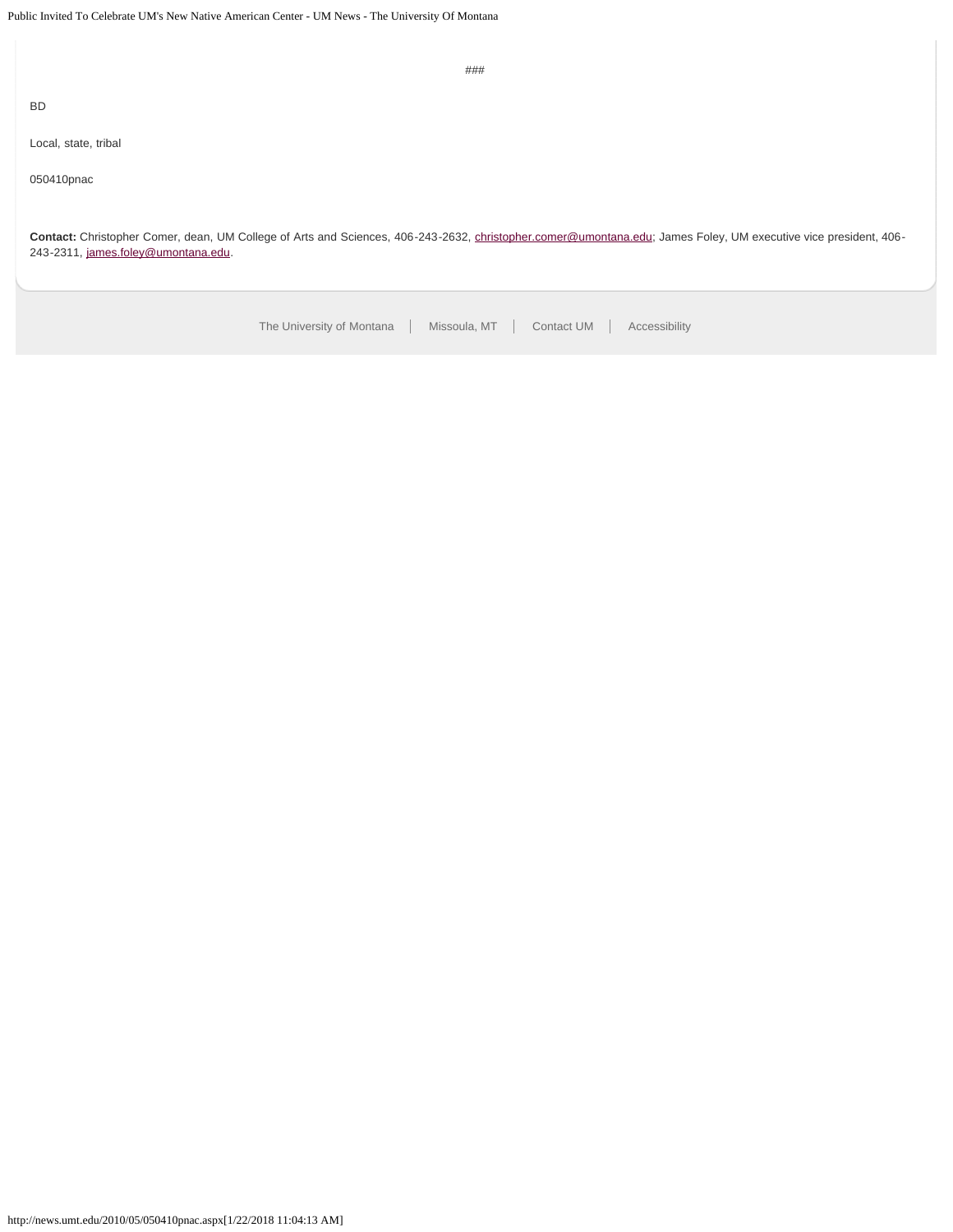###

BD

Local, state, tribal

050410pnac

**Contact:** Christopher Comer, dean, UM College of Arts and Sciences, 406-243-2632, christopher.comer@umontana.edu; James Foley, UM executive vice president, 406-243-2311, james.foley@umontana.edu.

The University of Montana | Missoula, MT | Contact UM | Accessibility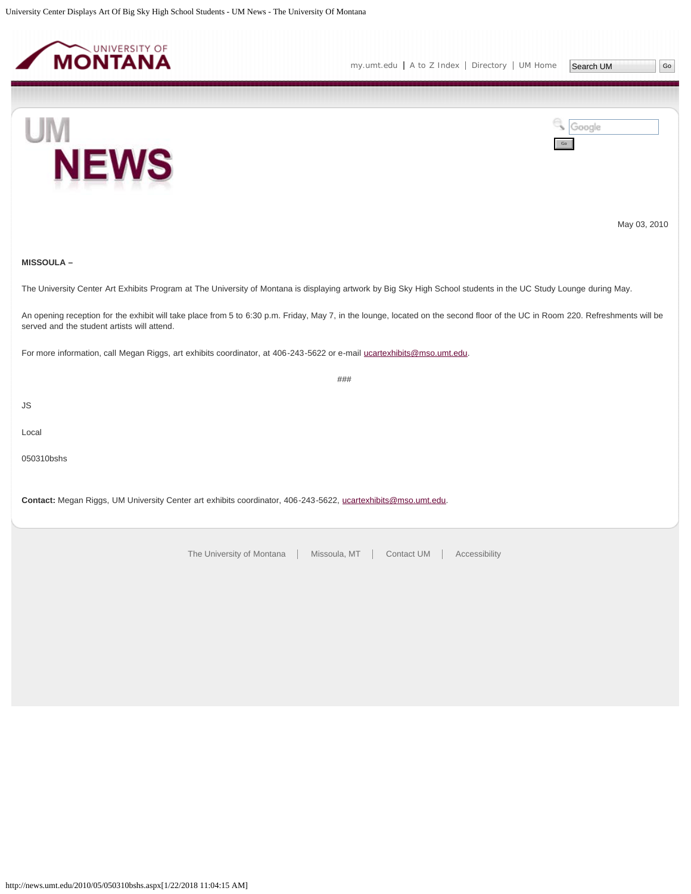May 03, 2010

**MISSOULA –**

The University Center Art Exhibits Program at The University of Montana is displaying artwork by Big Sky High School students in the UC Study Lounge during May.

An opening reception for the exhibit will take place from 5 to 6:30 p.m. Friday, May 7, in the lounge, located on the second floor of the UC in Room 220. Refreshments will be served and the student artists will attend.

For more information, call Megan Riggs, art exhibits coordinator, at 406-243-5622 or e-mail ucartexhibits@mso.umt.edu.

###

JS

Local

050310bshs

**Contact:** Megan Riggs, UM University Center art exhibits coordinator, 406-243-5622, ucartexhibits@mso.umt.edu.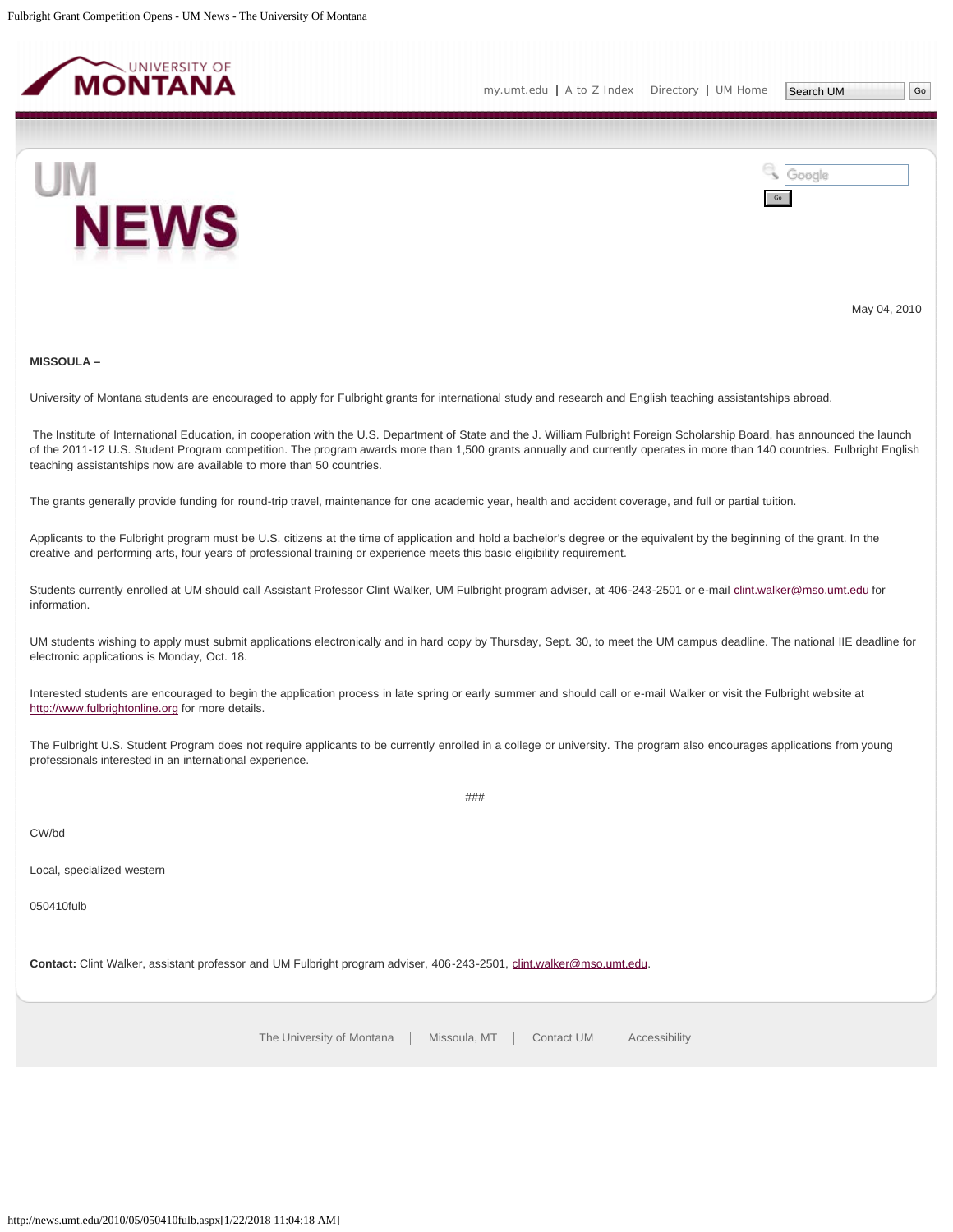May 04, 2010

**MISSOULA –**

University of Montana students are encouraged to apply for Fulbright grants for international study and research and English teaching assistantships abroad.

The Institute of International Education, in cooperation with the U.S. Department of State and the J. William Fulbright Foreign Scholarship Board, has announced the launch of the 2011-12 U.S. Student Program competition. The program awards more than 1,500 grants annually and currently operates in more than 140 countries. Fulbright English teaching assistantships now are available to more than 50 countries.

The grants generally provide funding for round-trip travel, maintenance for one academic year, health and accident coverage, and full or partial tuition.

Applicants to the Fulbright program must be U.S. citizens at the time of application and hold a bachelor's degree or the equivalent by the beginning of the grant. In the creative and performing arts, four years of professional training or experience meets this basic eligibility requirement.

Students currently enrolled at UM should call Assistant Professor Clint Walker, UM Fulbright program adviser, at 406-243-2501 or e-mail clint.walker@mso.umt.edu for information.

UM students wishing to apply must submit applications electronically and in hard copy by Thursday, Sept. 30, to meet the UM campus deadline. The national IIE deadline for electronic applications is Monday, Oct. 18.

Interested students are encouraged to begin the application process in late spring or early summer and should call or e-mail Walker or visit the Fulbright website at http://www.fulbrightonline.org for more details.

The Fulbright U.S. Student Program does not require applicants to be currently enrolled in a college or university. The program also encourages applications from young professionals interested in an international experience.

###

CW/bd

Local, specialized western

050410fulb

**Contact:** Clint Walker, assistant professor and UM Fulbright program adviser, 406-243-2501, clint.walker@mso.umt.edu.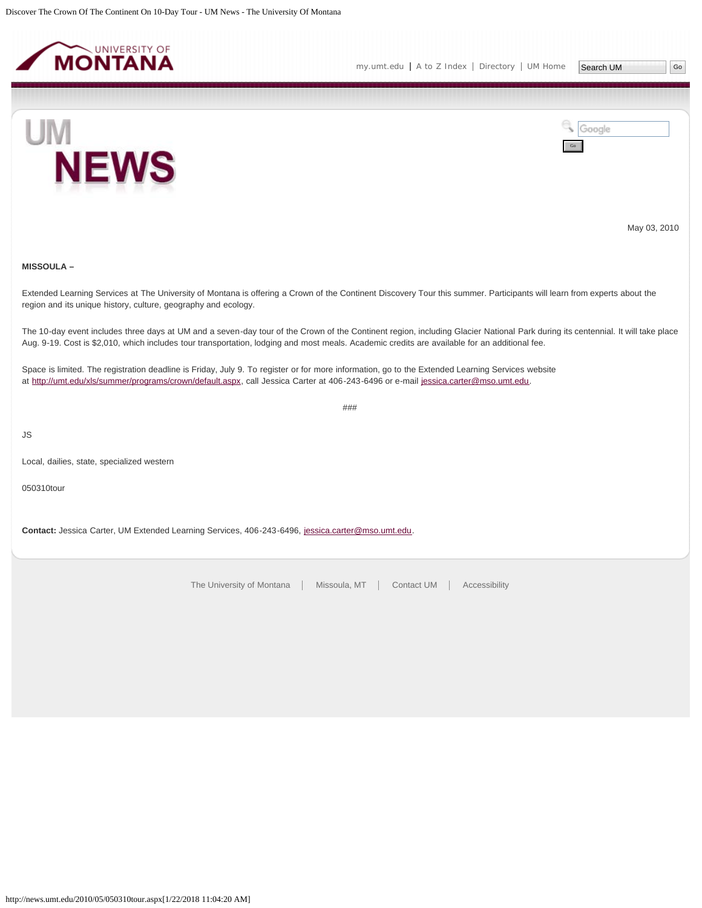May 03, 2010

**MISSOULA –**

Extended Learning Services at The University of Montana is offering a Crown of the Continent Discovery Tour this summer. Participants will learn from experts about the region and its unique history, culture, geography and ecology.

The 10-day event includes three days at UM and a seven-day tour of the Crown of the Continent region, including Glacier National Park during its centennial. It will take place Aug. 9-19. Cost is $2,010, which includes tour transportation, lodging and most meals. Academic credits are available for an additional fee.

Space is limited. The registration deadline is Friday, July 9. To register or for more information, go to the Extended Learning Services website at http://umt.edu/xls/summer/programs/crown/default.aspx, call Jessica Carter at 406-243-6496 or e-mail jessica.carter@mso.umt.edu.

###

JS

Local, dailies, state, specialized western

050310tour

**Contact:** Jessica Carter, UM Extended Learning Services, 406-243-6496, jessica.carter@mso.umt.edu.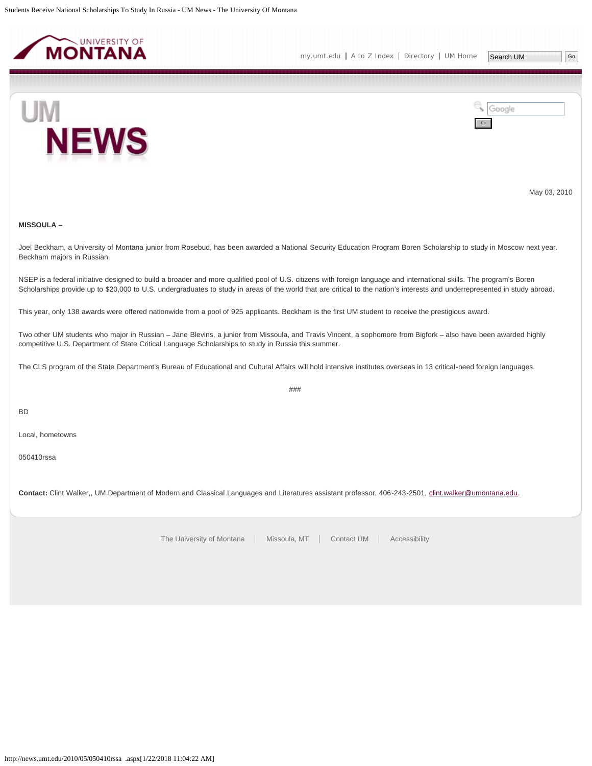May 03, 2010

**MISSOULA –**

Joel Beckham, a University of Montana junior from Rosebud, has been awarded a National Security Education Program Boren Scholarship to study in Moscow next year. Beckham majors in Russian.

NSEP is a federal initiative designed to build a broader and more qualified pool of U.S. citizens with foreign language and international skills. The program's Boren Scholarships provide up to $20,000 to U.S. undergraduates to study in areas of the world that are critical to the nation's interests and underrepresented in study abroad.

This year, only 138 awards were offered nationwide from a pool of 925 applicants. Beckham is the first UM student to receive the prestigious award.

Two other UM students who major in Russian – Jane Blevins, a junior from Missoula, and Travis Vincent, a sophomore from Bigfork – also have been awarded highly competitive U.S. Department of State Critical Language Scholarships to study in Russia this summer.

The CLS program of the State Department's Bureau of Educational and Cultural Affairs will hold intensive institutes overseas in 13 critical-need foreign languages.

###

BD

Local, hometowns

050410rssa

**Contact:** Clint Walker,, UM Department of Modern and Classical Languages and Literatures assistant professor, 406-243-2501, clint.walker@umontana.edu.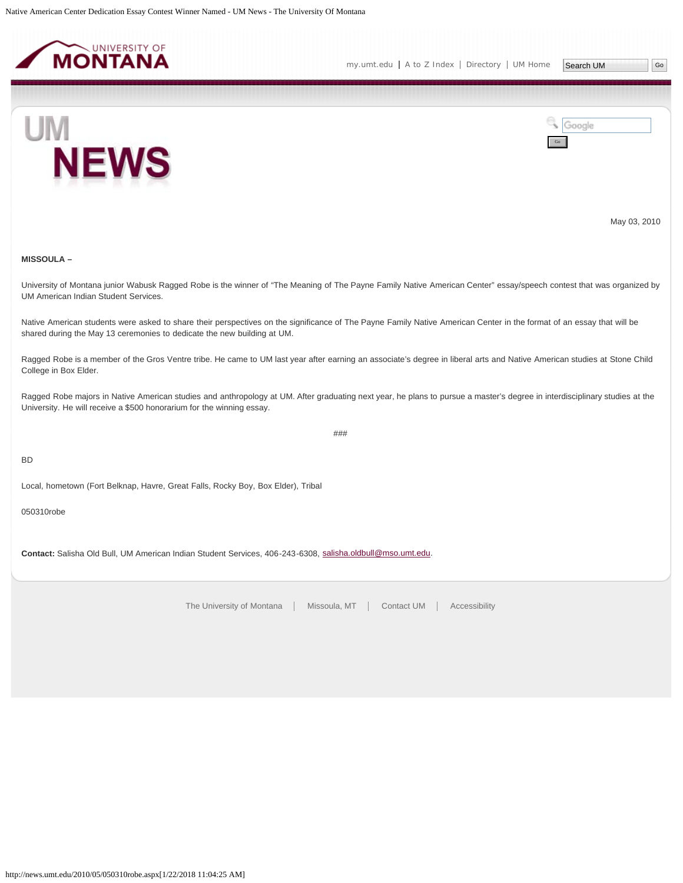May 03, 2010

**MISSOULA –**

University of Montana junior Wabusk Ragged Robe is the winner of "The Meaning of The Payne Family Native American Center" essay/speech contest that was organized by UM American Indian Student Services.

Native American students were asked to share their perspectives on the significance of The Payne Family Native American Center in the format of an essay that will be shared during the May 13 ceremonies to dedicate the new building at UM.

Ragged Robe is a member of the Gros Ventre tribe. He came to UM last year after earning an associate's degree in liberal arts and Native American studies at Stone Child College in Box Elder.

Ragged Robe majors in Native American studies and anthropology at UM. After graduating next year, he plans to pursue a master's degree in interdisciplinary studies at the University. He will receive a $500 honorarium for the winning essay.

###

BD

Local, hometown (Fort Belknap, Havre, Great Falls, Rocky Boy, Box Elder), Tribal

050310robe

**Contact:** Salisha Old Bull, UM American Indian Student Services, 406-243-6308, salisha.oldbull@mso.umt.edu.